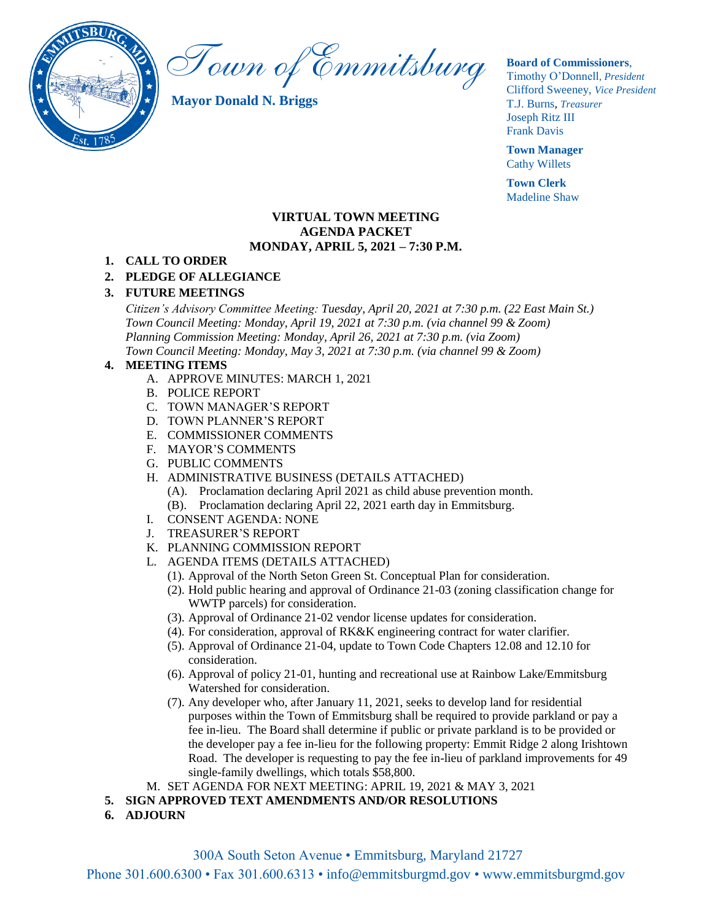# Town of Emmitsburg

**Mayor Donald N. Briggs**

**Board of Commissioners**,
Timothy O'Donnell, *President*
Clifford Sweeney, *Vice President*
T.J. Burns, *Treasurer*
Joseph Ritz III
Frank Davis

**Town Manager**
Cathy Willets

**Town Clerk**
Madeline Shaw

## VIRTUAL TOWN MEETING
## AGENDA PACKET
## MONDAY, APRIL 5, 2021 – 7:30 P.M.

1. **CALL TO ORDER**
2. **PLEDGE OF ALLEGIANCE**
3. **FUTURE MEETINGS**

   *Citizen's Advisory Committee Meeting: Tuesday, April 20, 2021 at 7:30 p.m. (22 East Main St.)*
   *Town Council Meeting: Monday, April 19, 2021 at 7:30 p.m. (via channel 99 & Zoom)*
   *Planning Commission Meeting: Monday, April 26, 2021 at 7:30 p.m. (via Zoom)*
   *Town Council Meeting: Monday, May 3, 2021 at 7:30 p.m. (via channel 99 & Zoom)*

4. **MEETING ITEMS**
   - A. APPROVE MINUTES: MARCH 1, 2021
   - B. POLICE REPORT
   - C. TOWN MANAGER'S REPORT
   - D. TOWN PLANNER'S REPORT
   - E. COMMISSIONER COMMENTS
   - F. MAYOR'S COMMENTS
   - G. PUBLIC COMMENTS
   - H. ADMINISTRATIVE BUSINESS (DETAILS ATTACHED)
     - (A). Proclamation declaring April 2021 as child abuse prevention month.
     - (B). Proclamation declaring April 22, 2021 earth day in Emmitsburg.
   - I. CONSENT AGENDA: NONE
   - J. TREASURER'S REPORT
   - K. PLANNING COMMISSION REPORT
   - L. AGENDA ITEMS (DETAILS ATTACHED)
     - (1). Approval of the North Seton Green St. Conceptual Plan for consideration.
     - (2). Hold public hearing and approval of Ordinance 21-03 (zoning classification change for WWTP parcels) for consideration.
     - (3). Approval of Ordinance 21-02 vendor license updates for consideration.
     - (4). For consideration, approval of RK&K engineering contract for water clarifier.
     - (5). Approval of Ordinance 21-04, update to Town Code Chapters 12.08 and 12.10 for consideration.
     - (6). Approval of policy 21-01, hunting and recreational use at Rainbow Lake/Emmitsburg Watershed for consideration.
     - (7). Any developer who, after January 11, 2021, seeks to develop land for residential purposes within the Town of Emmitsburg shall be required to provide parkland or pay a fee in-lieu. The Board shall determine if public or private parkland is to be provided or the developer pay a fee in-lieu for the following property: Emmit Ridge 2 along Irishtown Road. The developer is requesting to pay the fee in-lieu of parkland improvements for 49 single-family dwellings, which totals $58,800.
   - M. SET AGENDA FOR NEXT MEETING: APRIL 19, 2021 & MAY 3, 2021
5. **SIGN APPROVED TEXT AMENDMENTS AND/OR RESOLUTIONS**
6. **ADJOURN**

300A South Seton Avenue • Emmitsburg, Maryland 21727
Phone 301.600.6300 • Fax 301.600.6313 • info@emmitsburgmd.gov • www.emmitsburgmd.gov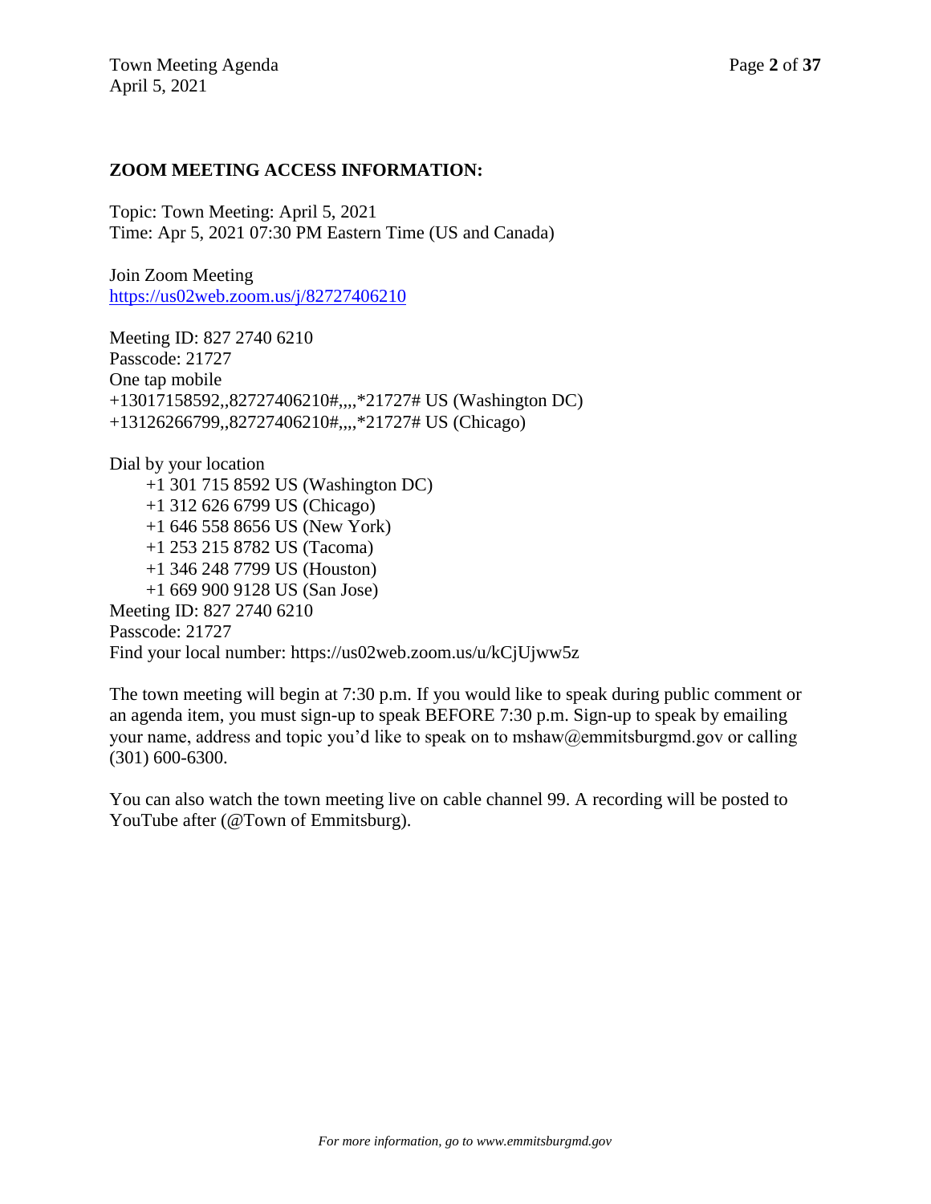**ZOOM MEETING ACCESS INFORMATION:**

Topic: Town Meeting: April 5, 2021
Time: Apr 5, 2021 07:30 PM Eastern Time (US and Canada)

Join Zoom Meeting
https://us02web.zoom.us/j/82727406210

Meeting ID: 827 2740 6210
Passcode: 21727
One tap mobile
+13017158592,,82727406210#,,,,*21727# US (Washington DC)
+13126266799,,82727406210#,,,,*21727# US (Chicago)

Dial by your location
- +1 301 715 8592 US (Washington DC)
- +1 312 626 6799 US (Chicago)
- +1 646 558 8656 US (New York)
- +1 253 215 8782 US (Tacoma)
- +1 346 248 7799 US (Houston)
- +1 669 900 9128 US (San Jose)

Meeting ID: 827 2740 6210
Passcode: 21727
Find your local number: https://us02web.zoom.us/u/kCjUjww5z

The town meeting will begin at 7:30 p.m. If you would like to speak during public comment or an agenda item, you must sign-up to speak BEFORE 7:30 p.m. Sign-up to speak by emailing your name, address and topic you'd like to speak on to mshaw@emmitsburgmd.gov or calling (301) 600-6300.

You can also watch the town meeting live on cable channel 99. A recording will be posted to YouTube after (@Town of Emmitsburg).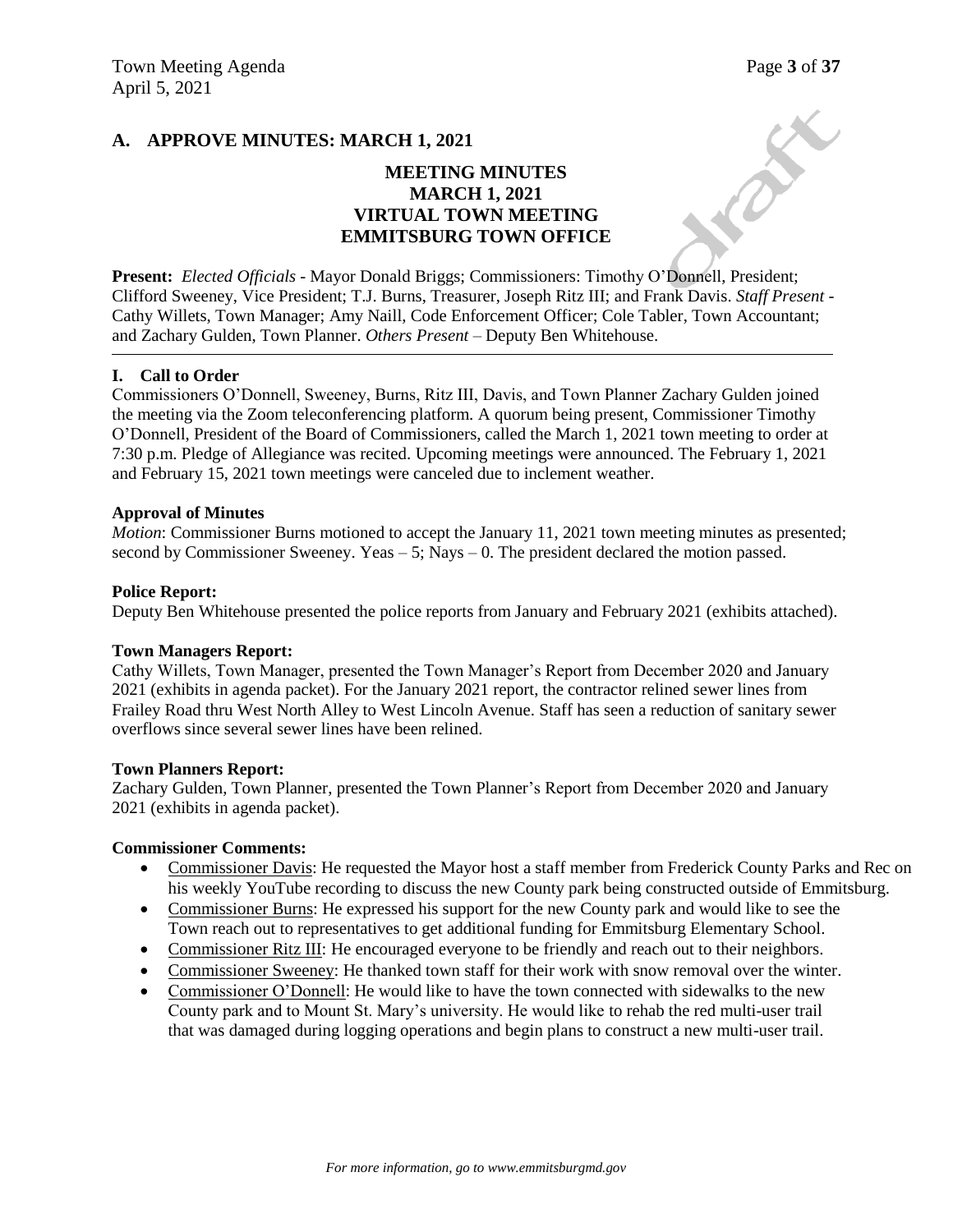## A. APPROVE MINUTES: MARCH 1, 2021

**MEETING MINUTES**
**MARCH 1, 2021**
**VIRTUAL TOWN MEETING**
**EMMITSBURG TOWN OFFICE**

**Present:** *Elected Officials* - Mayor Donald Briggs; Commissioners: Timothy O'Donnell, President; Clifford Sweeney, Vice President; T.J. Burns, Treasurer, Joseph Ritz III; and Frank Davis. *Staff Present* - Cathy Willets, Town Manager; Amy Naill, Code Enforcement Officer; Cole Tabler, Town Accountant; and Zachary Gulden, Town Planner. *Others Present* – Deputy Ben Whitehouse.

---

### I. Call to Order

Commissioners O'Donnell, Sweeney, Burns, Ritz III, Davis, and Town Planner Zachary Gulden joined the meeting via the Zoom teleconferencing platform. A quorum being present, Commissioner Timothy O'Donnell, President of the Board of Commissioners, called the March 1, 2021 town meeting to order at 7:30 p.m. Pledge of Allegiance was recited. Upcoming meetings were announced. The February 1, 2021 and February 15, 2021 town meetings were canceled due to inclement weather.

**Approval of Minutes**

*Motion*: Commissioner Burns motioned to accept the January 11, 2021 town meeting minutes as presented; second by Commissioner Sweeney. Yeas – 5; Nays – 0. The president declared the motion passed.

**Police Report:**

Deputy Ben Whitehouse presented the police reports from January and February 2021 (exhibits attached).

**Town Managers Report:**

Cathy Willets, Town Manager, presented the Town Manager's Report from December 2020 and January 2021 (exhibits in agenda packet). For the January 2021 report, the contractor relined sewer lines from Frailey Road thru West North Alley to West Lincoln Avenue. Staff has seen a reduction of sanitary sewer overflows since several sewer lines have been relined.

**Town Planners Report:**

Zachary Gulden, Town Planner, presented the Town Planner's Report from December 2020 and January 2021 (exhibits in agenda packet).

**Commissioner Comments:**

- Commissioner Davis: He requested the Mayor host a staff member from Frederick County Parks and Rec on his weekly YouTube recording to discuss the new County park being constructed outside of Emmitsburg.
- Commissioner Burns: He expressed his support for the new County park and would like to see the Town reach out to representatives to get additional funding for Emmitsburg Elementary School.
- Commissioner Ritz III: He encouraged everyone to be friendly and reach out to their neighbors.
- Commissioner Sweeney: He thanked town staff for their work with snow removal over the winter.
- Commissioner O'Donnell: He would like to have the town connected with sidewalks to the new County park and to Mount St. Mary's university. He would like to rehab the red multi-user trail that was damaged during logging operations and begin plans to construct a new multi-user trail.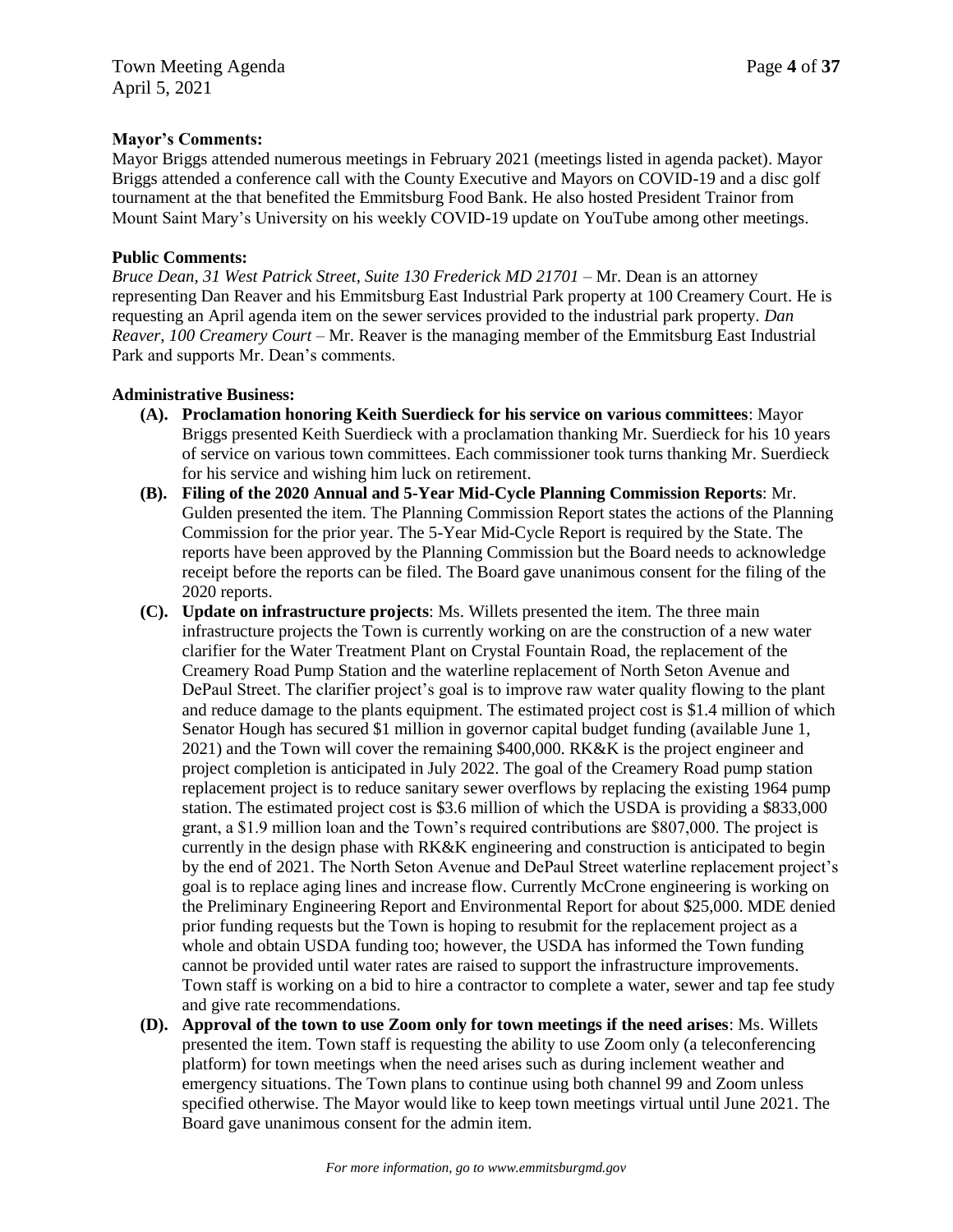**Mayor's Comments:**

Mayor Briggs attended numerous meetings in February 2021 (meetings listed in agenda packet). Mayor Briggs attended a conference call with the County Executive and Mayors on COVID-19 and a disc golf tournament at the that benefited the Emmitsburg Food Bank. He also hosted President Trainor from Mount Saint Mary's University on his weekly COVID-19 update on YouTube among other meetings.

**Public Comments:**

*Bruce Dean, 31 West Patrick Street, Suite 130 Frederick MD 21701* – Mr. Dean is an attorney representing Dan Reaver and his Emmitsburg East Industrial Park property at 100 Creamery Court. He is requesting an April agenda item on the sewer services provided to the industrial park property. *Dan Reaver, 100 Creamery Court* – Mr. Reaver is the managing member of the Emmitsburg East Industrial Park and supports Mr. Dean's comments.

**Administrative Business:**

- **(A). Proclamation honoring Keith Suerdieck for his service on various committees**: Mayor Briggs presented Keith Suerdieck with a proclamation thanking Mr. Suerdieck for his 10 years of service on various town committees. Each commissioner took turns thanking Mr. Suerdieck for his service and wishing him luck on retirement.
- **(B). Filing of the 2020 Annual and 5-Year Mid-Cycle Planning Commission Reports**: Mr. Gulden presented the item. The Planning Commission Report states the actions of the Planning Commission for the prior year. The 5-Year Mid-Cycle Report is required by the State. The reports have been approved by the Planning Commission but the Board needs to acknowledge receipt before the reports can be filed. The Board gave unanimous consent for the filing of the 2020 reports.
- **(C). Update on infrastructure projects**: Ms. Willets presented the item. The three main infrastructure projects the Town is currently working on are the construction of a new water clarifier for the Water Treatment Plant on Crystal Fountain Road, the replacement of the Creamery Road Pump Station and the waterline replacement of North Seton Avenue and DePaul Street. The clarifier project's goal is to improve raw water quality flowing to the plant and reduce damage to the plants equipment. The estimated project cost is $1.4 million of which Senator Hough has secured $1 million in governor capital budget funding (available June 1, 2021) and the Town will cover the remaining $400,000. RK&K is the project engineer and project completion is anticipated in July 2022. The goal of the Creamery Road pump station replacement project is to reduce sanitary sewer overflows by replacing the existing 1964 pump station. The estimated project cost is $3.6 million of which the USDA is providing a $833,000 grant, a $1.9 million loan and the Town's required contributions are $807,000. The project is currently in the design phase with RK&K engineering and construction is anticipated to begin by the end of 2021. The North Seton Avenue and DePaul Street waterline replacement project's goal is to replace aging lines and increase flow. Currently McCrone engineering is working on the Preliminary Engineering Report and Environmental Report for about $25,000. MDE denied prior funding requests but the Town is hoping to resubmit for the replacement project as a whole and obtain USDA funding too; however, the USDA has informed the Town funding cannot be provided until water rates are raised to support the infrastructure improvements. Town staff is working on a bid to hire a contractor to complete a water, sewer and tap fee study and give rate recommendations.
- **(D). Approval of the town to use Zoom only for town meetings if the need arises**: Ms. Willets presented the item. Town staff is requesting the ability to use Zoom only (a teleconferencing platform) for town meetings when the need arises such as during inclement weather and emergency situations. The Town plans to continue using both channel 99 and Zoom unless specified otherwise. The Mayor would like to keep town meetings virtual until June 2021. The Board gave unanimous consent for the admin item.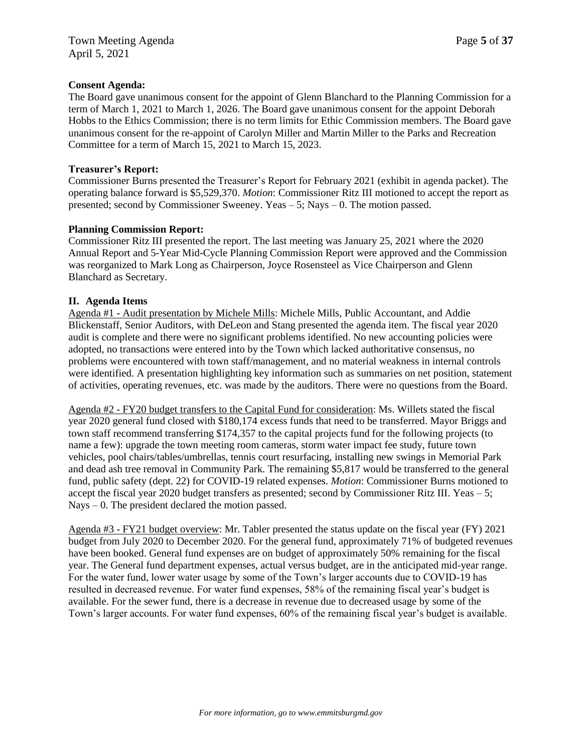**Consent Agenda:**
The Board gave unanimous consent for the appoint of Glenn Blanchard to the Planning Commission for a term of March 1, 2021 to March 1, 2026. The Board gave unanimous consent for the appoint Deborah Hobbs to the Ethics Commission; there is no term limits for Ethic Commission members. The Board gave unanimous consent for the re-appoint of Carolyn Miller and Martin Miller to the Parks and Recreation Committee for a term of March 15, 2021 to March 15, 2023.

**Treasurer's Report:**
Commissioner Burns presented the Treasurer's Report for February 2021 (exhibit in agenda packet). The operating balance forward is $5,529,370. *Motion*: Commissioner Ritz III motioned to accept the report as presented; second by Commissioner Sweeney. Yeas – 5; Nays – 0. The motion passed.

**Planning Commission Report:**
Commissioner Ritz III presented the report. The last meeting was January 25, 2021 where the 2020 Annual Report and 5-Year Mid-Cycle Planning Commission Report were approved and the Commission was reorganized to Mark Long as Chairperson, Joyce Rosensteel as Vice Chairperson and Glenn Blanchard as Secretary.

**II. Agenda Items**

Agenda #1 - Audit presentation by Michele Mills: Michele Mills, Public Accountant, and Addie Blickenstaff, Senior Auditors, with DeLeon and Stang presented the agenda item. The fiscal year 2020 audit is complete and there were no significant problems identified. No new accounting policies were adopted, no transactions were entered into by the Town which lacked authoritative consensus, no problems were encountered with town staff/management, and no material weakness in internal controls were identified. A presentation highlighting key information such as summaries on net position, statement of activities, operating revenues, etc. was made by the auditors. There were no questions from the Board.

Agenda #2 - FY20 budget transfers to the Capital Fund for consideration: Ms. Willets stated the fiscal year 2020 general fund closed with $180,174 excess funds that need to be transferred. Mayor Briggs and town staff recommend transferring $174,357 to the capital projects fund for the following projects (to name a few): upgrade the town meeting room cameras, storm water impact fee study, future town vehicles, pool chairs/tables/umbrellas, tennis court resurfacing, installing new swings in Memorial Park and dead ash tree removal in Community Park. The remaining $5,817 would be transferred to the general fund, public safety (dept. 22) for COVID-19 related expenses. *Motion*: Commissioner Burns motioned to accept the fiscal year 2020 budget transfers as presented; second by Commissioner Ritz III. Yeas – 5; Nays – 0. The president declared the motion passed.

Agenda #3 - FY21 budget overview: Mr. Tabler presented the status update on the fiscal year (FY) 2021 budget from July 2020 to December 2020. For the general fund, approximately 71% of budgeted revenues have been booked. General fund expenses are on budget of approximately 50% remaining for the fiscal year. The General fund department expenses, actual versus budget, are in the anticipated mid-year range. For the water fund, lower water usage by some of the Town's larger accounts due to COVID-19 has resulted in decreased revenue. For water fund expenses, 58% of the remaining fiscal year's budget is available. For the sewer fund, there is a decrease in revenue due to decreased usage by some of the Town's larger accounts. For water fund expenses, 60% of the remaining fiscal year's budget is available.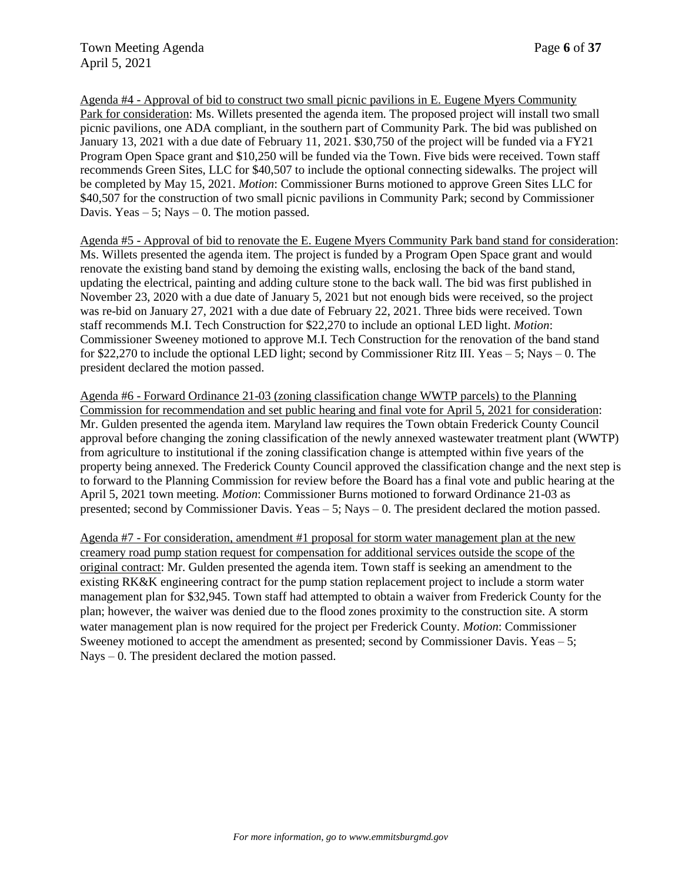Agenda #4 - Approval of bid to construct two small picnic pavilions in E. Eugene Myers Community Park for consideration: Ms. Willets presented the agenda item. The proposed project will install two small picnic pavilions, one ADA compliant, in the southern part of Community Park. The bid was published on January 13, 2021 with a due date of February 11, 2021. $30,750 of the project will be funded via a FY21 Program Open Space grant and $10,250 will be funded via the Town. Five bids were received. Town staff recommends Green Sites, LLC for $40,507 to include the optional connecting sidewalks. The project will be completed by May 15, 2021. *Motion*: Commissioner Burns motioned to approve Green Sites LLC for $40,507 for the construction of two small picnic pavilions in Community Park; second by Commissioner Davis. Yeas – 5; Nays – 0. The motion passed.

Agenda #5 - Approval of bid to renovate the E. Eugene Myers Community Park band stand for consideration: Ms. Willets presented the agenda item. The project is funded by a Program Open Space grant and would renovate the existing band stand by demoing the existing walls, enclosing the back of the band stand, updating the electrical, painting and adding culture stone to the back wall. The bid was first published in November 23, 2020 with a due date of January 5, 2021 but not enough bids were received, so the project was re-bid on January 27, 2021 with a due date of February 22, 2021. Three bids were received. Town staff recommends M.I. Tech Construction for $22,270 to include an optional LED light. *Motion*: Commissioner Sweeney motioned to approve M.I. Tech Construction for the renovation of the band stand for $22,270 to include the optional LED light; second by Commissioner Ritz III. Yeas – 5; Nays – 0. The president declared the motion passed.

Agenda #6 - Forward Ordinance 21-03 (zoning classification change WWTP parcels) to the Planning Commission for recommendation and set public hearing and final vote for April 5, 2021 for consideration: Mr. Gulden presented the agenda item. Maryland law requires the Town obtain Frederick County Council approval before changing the zoning classification of the newly annexed wastewater treatment plant (WWTP) from agriculture to institutional if the zoning classification change is attempted within five years of the property being annexed. The Frederick County Council approved the classification change and the next step is to forward to the Planning Commission for review before the Board has a final vote and public hearing at the April 5, 2021 town meeting. *Motion*: Commissioner Burns motioned to forward Ordinance 21-03 as presented; second by Commissioner Davis. Yeas – 5; Nays – 0. The president declared the motion passed.

Agenda #7 - For consideration, amendment #1 proposal for storm water management plan at the new creamery road pump station request for compensation for additional services outside the scope of the original contract: Mr. Gulden presented the agenda item. Town staff is seeking an amendment to the existing RK&K engineering contract for the pump station replacement project to include a storm water management plan for $32,945. Town staff had attempted to obtain a waiver from Frederick County for the plan; however, the waiver was denied due to the flood zones proximity to the construction site. A storm water management plan is now required for the project per Frederick County. *Motion*: Commissioner Sweeney motioned to accept the amendment as presented; second by Commissioner Davis. Yeas – 5; Nays – 0. The president declared the motion passed.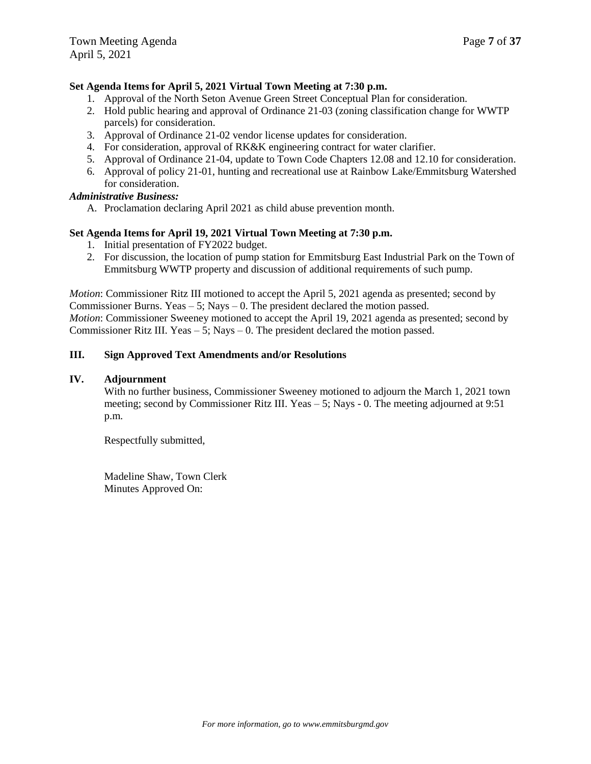**Set Agenda Items for April 5, 2021 Virtual Town Meeting at 7:30 p.m.**

1. Approval of the North Seton Avenue Green Street Conceptual Plan for consideration.
2. Hold public hearing and approval of Ordinance 21-03 (zoning classification change for WWTP parcels) for consideration.
3. Approval of Ordinance 21-02 vendor license updates for consideration.
4. For consideration, approval of RK&K engineering contract for water clarifier.
5. Approval of Ordinance 21-04, update to Town Code Chapters 12.08 and 12.10 for consideration.
6. Approval of policy 21-01, hunting and recreational use at Rainbow Lake/Emmitsburg Watershed for consideration.

***Administrative Business:***

A. Proclamation declaring April 2021 as child abuse prevention month.

**Set Agenda Items for April 19, 2021 Virtual Town Meeting at 7:30 p.m.**

1. Initial presentation of FY2022 budget.
2. For discussion, the location of pump station for Emmitsburg East Industrial Park on the Town of Emmitsburg WWTP property and discussion of additional requirements of such pump.

*Motion*: Commissioner Ritz III motioned to accept the April 5, 2021 agenda as presented; second by Commissioner Burns. Yeas – 5; Nays – 0. The president declared the motion passed.
*Motion*: Commissioner Sweeney motioned to accept the April 19, 2021 agenda as presented; second by Commissioner Ritz III. Yeas – 5; Nays – 0. The president declared the motion passed.

## III. Sign Approved Text Amendments and/or Resolutions

## IV. Adjournment

With no further business, Commissioner Sweeney motioned to adjourn the March 1, 2021 town meeting; second by Commissioner Ritz III. Yeas – 5; Nays - 0. The meeting adjourned at 9:51 p.m.

Respectfully submitted,

Madeline Shaw, Town Clerk
Minutes Approved On:

*For more information, go to www.emmitsburgmd.gov*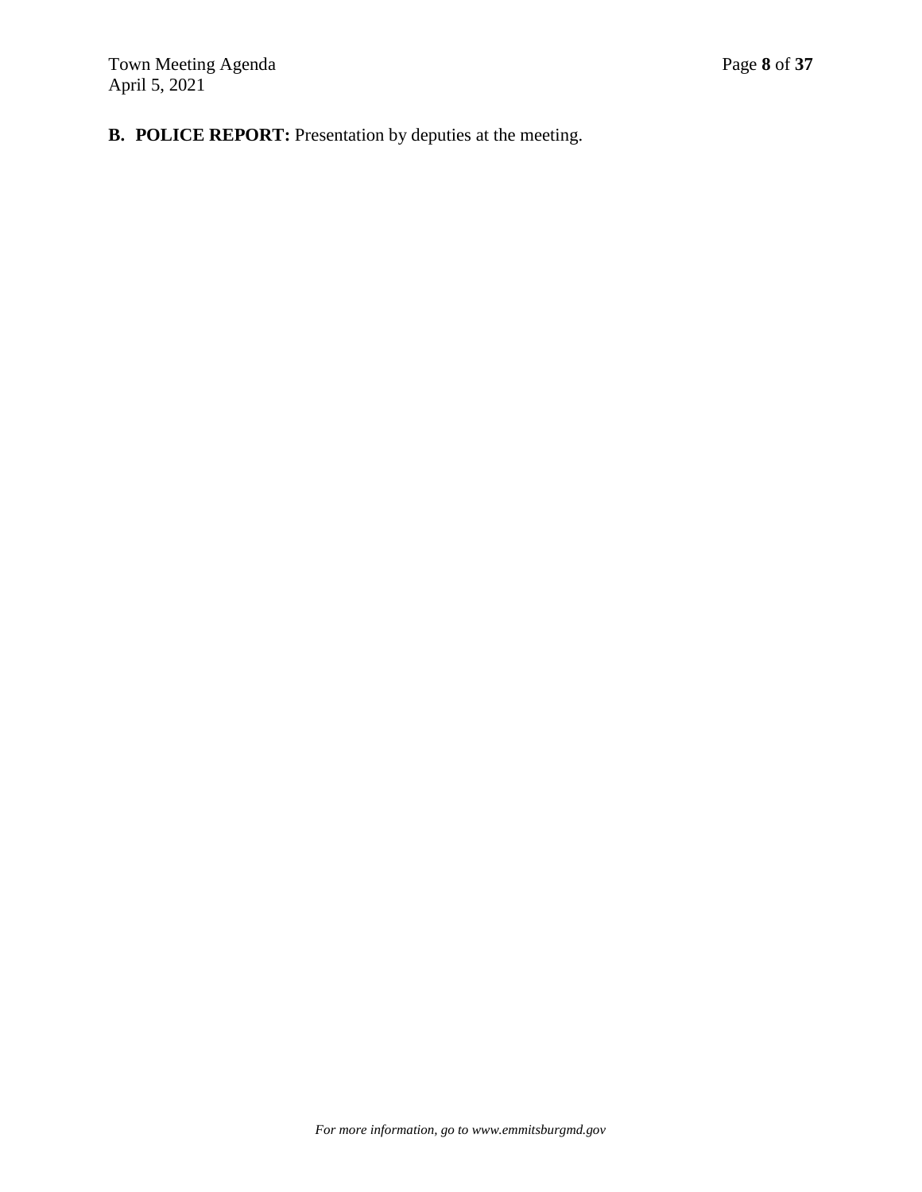**B. POLICE REPORT:** Presentation by deputies at the meeting.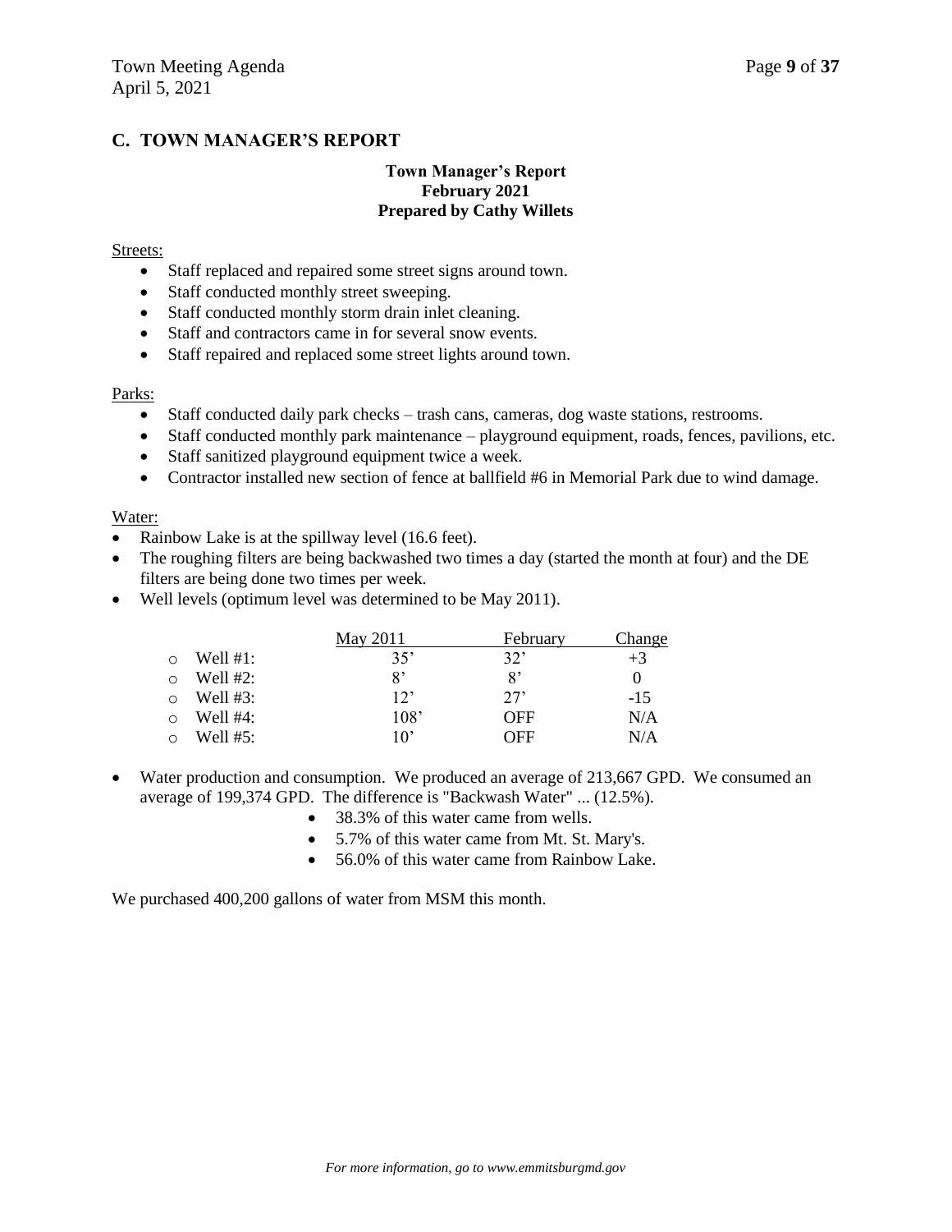## C. TOWN MANAGER'S REPORT

**Town Manager's Report**
**February 2021**
**Prepared by Cathy Willets**

Streets:

- Staff replaced and repaired some street signs around town.
- Staff conducted monthly street sweeping.
- Staff conducted monthly storm drain inlet cleaning.
- Staff and contractors came in for several snow events.
- Staff repaired and replaced some street lights around town.

Parks:

- Staff conducted daily park checks – trash cans, cameras, dog waste stations, restrooms.
- Staff conducted monthly park maintenance – playground equipment, roads, fences, pavilions, etc.
- Staff sanitized playground equipment twice a week.
- Contractor installed new section of fence at ballfield #6 in Memorial Park due to wind damage.

Water:

- Rainbow Lake is at the spillway level (16.6 feet).
- The roughing filters are being backwashed two times a day (started the month at four) and the DE filters are being done two times per week.
- Well levels (optimum level was determined to be May 2011).

| | May 2011 | February | Change |
|---|---|---|---|
| Well #1: | 35' | 32' | +3 |
| Well #2: | 8' | 8' | 0 |
| Well #3: | 12' | 27' | -15 |
| Well #4: | 108' | OFF | N/A |
| Well #5: | 10' | OFF | N/A |

- Water production and consumption. We produced an average of 213,667 GPD. We consumed an average of 199,374 GPD. The difference is "Backwash Water" ... (12.5%).
  - 38.3% of this water came from wells.
  - 5.7% of this water came from Mt. St. Mary's.
  - 56.0% of this water came from Rainbow Lake.

We purchased 400,200 gallons of water from MSM this month.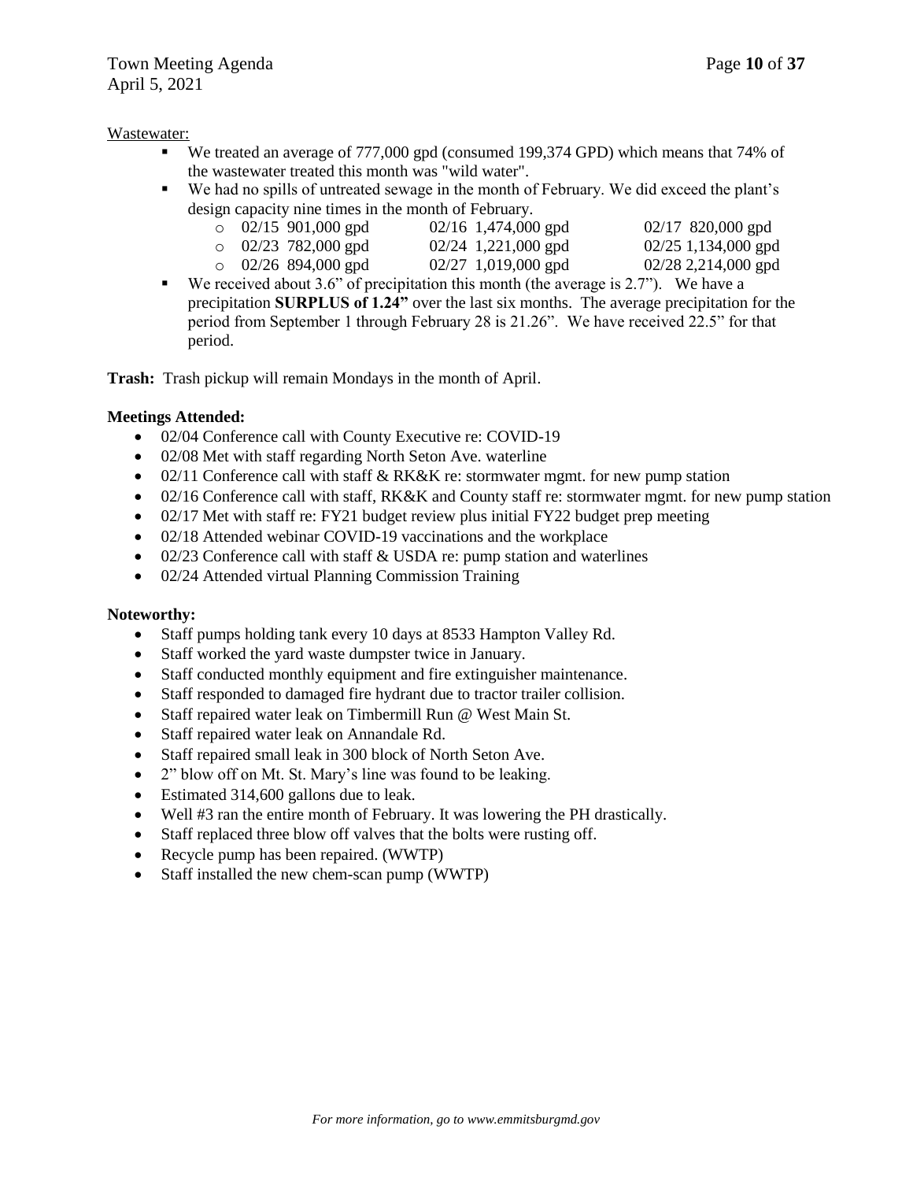Wastewater:

- We treated an average of 777,000 gpd (consumed 199,374 GPD) which means that 74% of the wastewater treated this month was "wild water".
- We had no spills of untreated sewage in the month of February. We did exceed the plant's design capacity nine times in the month of February.
  - 02/15 901,000 gpd　02/16 1,474,000 gpd　02/17 820,000 gpd
  - 02/23 782,000 gpd　02/24 1,221,000 gpd　02/25 1,134,000 gpd
  - 02/26 894,000 gpd　02/27 1,019,000 gpd　02/28 2,214,000 gpd
- We received about 3.6" of precipitation this month (the average is 2.7"). We have a precipitation **SURPLUS of 1.24"** over the last six months. The average precipitation for the period from September 1 through February 28 is 21.26". We have received 22.5" for that period.

**Trash:** Trash pickup will remain Mondays in the month of April.

**Meetings Attended:**

- 02/04 Conference call with County Executive re: COVID-19
- 02/08 Met with staff regarding North Seton Ave. waterline
- 02/11 Conference call with staff & RK&K re: stormwater mgmt. for new pump station
- 02/16 Conference call with staff, RK&K and County staff re: stormwater mgmt. for new pump station
- 02/17 Met with staff re: FY21 budget review plus initial FY22 budget prep meeting
- 02/18 Attended webinar COVID-19 vaccinations and the workplace
- 02/23 Conference call with staff & USDA re: pump station and waterlines
- 02/24 Attended virtual Planning Commission Training

**Noteworthy:**

- Staff pumps holding tank every 10 days at 8533 Hampton Valley Rd.
- Staff worked the yard waste dumpster twice in January.
- Staff conducted monthly equipment and fire extinguisher maintenance.
- Staff responded to damaged fire hydrant due to tractor trailer collision.
- Staff repaired water leak on Timbermill Run @ West Main St.
- Staff repaired water leak on Annandale Rd.
- Staff repaired small leak in 300 block of North Seton Ave.
- 2" blow off on Mt. St. Mary's line was found to be leaking.
- Estimated 314,600 gallons due to leak.
- Well #3 ran the entire month of February. It was lowering the PH drastically.
- Staff replaced three blow off valves that the bolts were rusting off.
- Recycle pump has been repaired. (WWTP)
- Staff installed the new chem-scan pump (WWTP)

*For more information, go to www.emmitsburgmd.gov*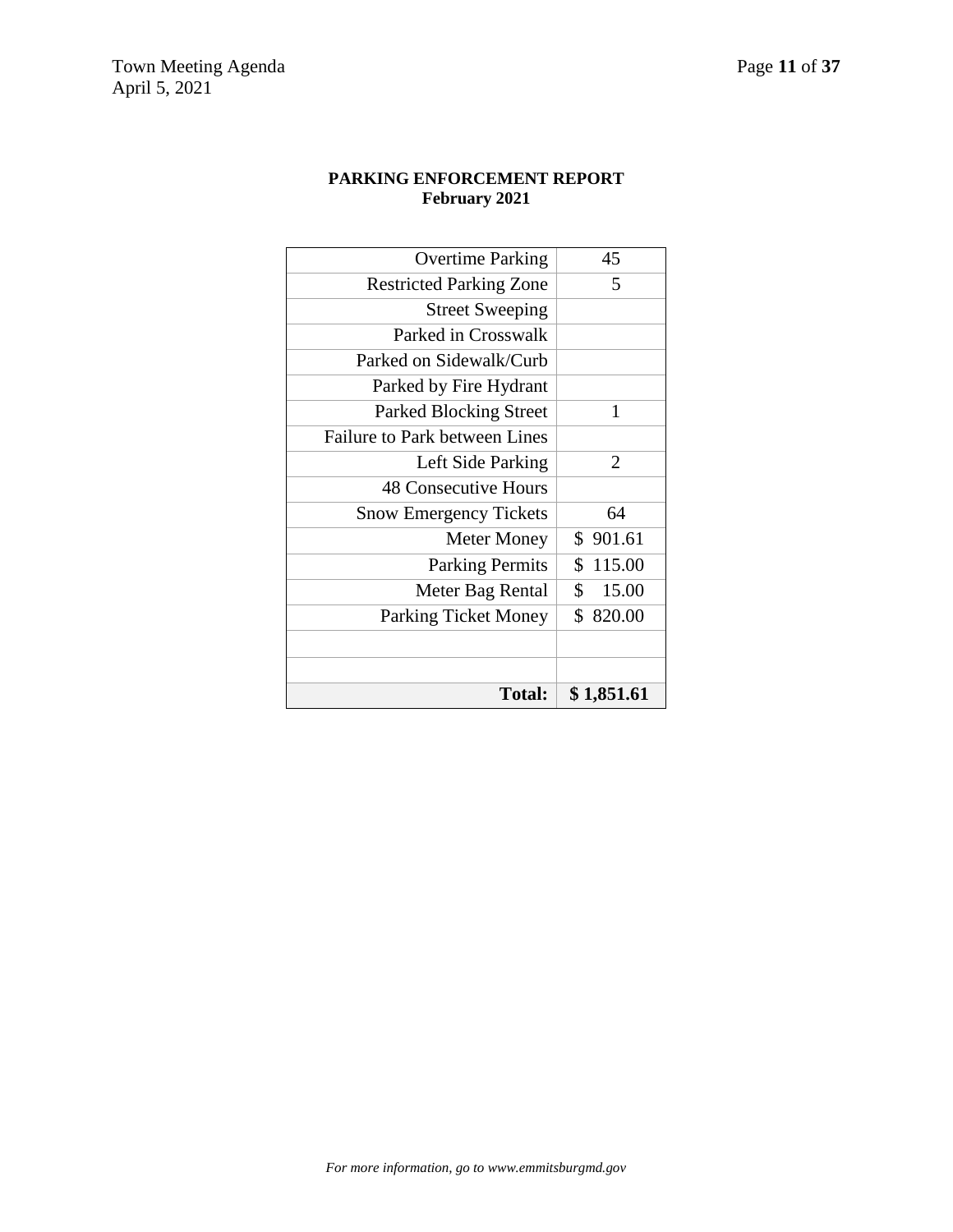**PARKING ENFORCEMENT REPORT**
**February 2021**

| | |
|---:|:---:|
| Overtime Parking | 45 |
| Restricted Parking Zone | 5 |
| Street Sweeping | |
| Parked in Crosswalk | |
| Parked on Sidewalk/Curb | |
| Parked by Fire Hydrant | |
| Parked Blocking Street | 1 |
| Failure to Park between Lines | |
| Left Side Parking | 2 |
| 48 Consecutive Hours | |
| Snow Emergency Tickets | 64 |
| Meter Money | $ 901.61 |
| Parking Permits | $ 115.00 |
| Meter Bag Rental | $ 15.00 |
| Parking Ticket Money | $ 820.00 |
| | |
| | |
| **Total:** | **$ 1,851.61** |

*For more information, go to www.emmitsburgmd.gov*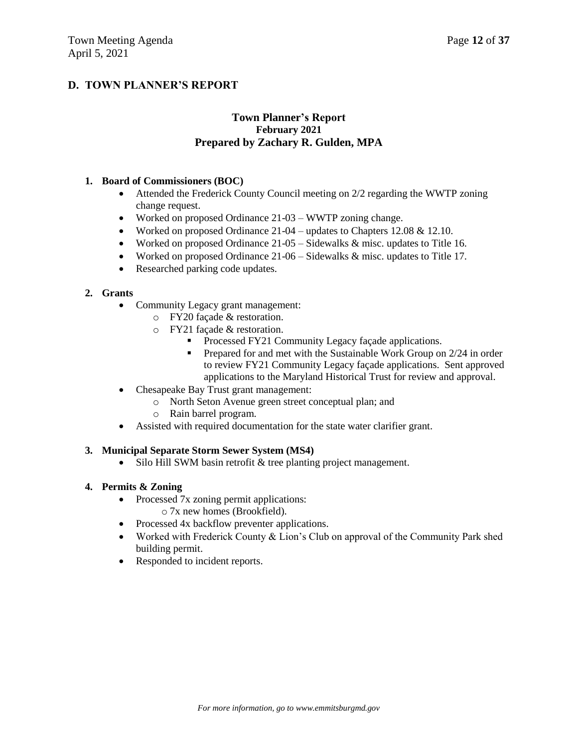## D. TOWN PLANNER'S REPORT

### Town Planner's Report
**February 2021**
**Prepared by Zachary R. Gulden, MPA**

**1. Board of Commissioners (BOC)**

- Attended the Frederick County Council meeting on 2/2 regarding the WWTP zoning change request.
- Worked on proposed Ordinance 21-03 – WWTP zoning change.
- Worked on proposed Ordinance 21-04 – updates to Chapters 12.08 & 12.10.
- Worked on proposed Ordinance 21-05 – Sidewalks & misc. updates to Title 16.
- Worked on proposed Ordinance 21-06 – Sidewalks & misc. updates to Title 17.
- Researched parking code updates.

**2. Grants**

- Community Legacy grant management:
  - FY20 façade & restoration.
  - FY21 façade & restoration.
    - Processed FY21 Community Legacy façade applications.
    - Prepared for and met with the Sustainable Work Group on 2/24 in order to review FY21 Community Legacy façade applications. Sent approved applications to the Maryland Historical Trust for review and approval.
- Chesapeake Bay Trust grant management:
  - North Seton Avenue green street conceptual plan; and
  - Rain barrel program.
- Assisted with required documentation for the state water clarifier grant.

**3. Municipal Separate Storm Sewer System (MS4)**

- Silo Hill SWM basin retrofit & tree planting project management.

**4. Permits & Zoning**

- Processed 7x zoning permit applications:
  - 7x new homes (Brookfield).
- Processed 4x backflow preventer applications.
- Worked with Frederick County & Lion's Club on approval of the Community Park shed building permit.
- Responded to incident reports.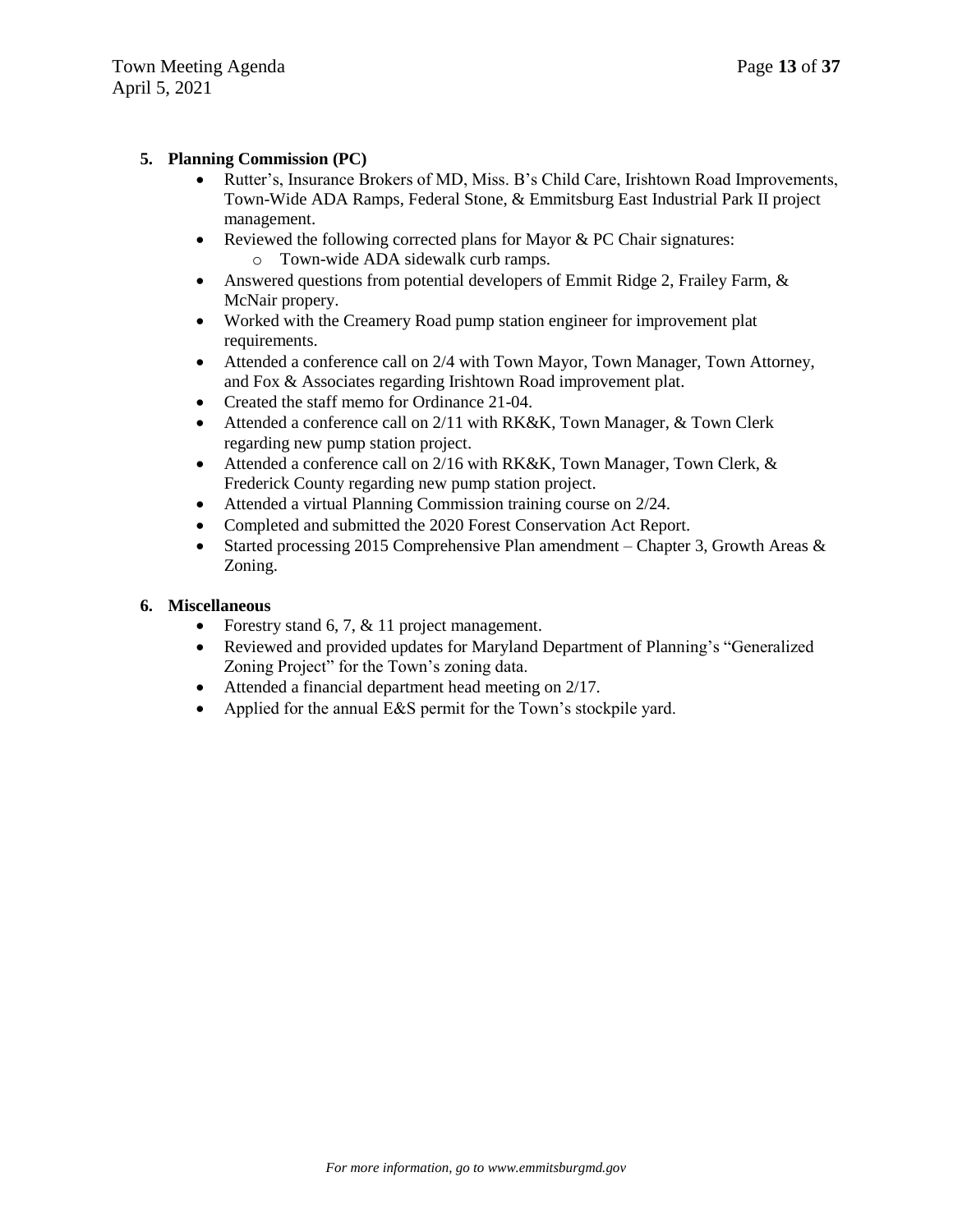5. **Planning Commission (PC)**
    - Rutter's, Insurance Brokers of MD, Miss. B's Child Care, Irishtown Road Improvements, Town-Wide ADA Ramps, Federal Stone, & Emmitsburg East Industrial Park II project management.
    - Reviewed the following corrected plans for Mayor & PC Chair signatures:
        - Town-wide ADA sidewalk curb ramps.
    - Answered questions from potential developers of Emmit Ridge 2, Frailey Farm, & McNair propery.
    - Worked with the Creamery Road pump station engineer for improvement plat requirements.
    - Attended a conference call on 2/4 with Town Mayor, Town Manager, Town Attorney, and Fox & Associates regarding Irishtown Road improvement plat.
    - Created the staff memo for Ordinance 21-04.
    - Attended a conference call on 2/11 with RK&K, Town Manager, & Town Clerk regarding new pump station project.
    - Attended a conference call on 2/16 with RK&K, Town Manager, Town Clerk, & Frederick County regarding new pump station project.
    - Attended a virtual Planning Commission training course on 2/24.
    - Completed and submitted the 2020 Forest Conservation Act Report.
    - Started processing 2015 Comprehensive Plan amendment – Chapter 3, Growth Areas & Zoning.

6. **Miscellaneous**
    - Forestry stand 6, 7, & 11 project management.
    - Reviewed and provided updates for Maryland Department of Planning's "Generalized Zoning Project" for the Town's zoning data.
    - Attended a financial department head meeting on 2/17.
    - Applied for the annual E&S permit for the Town's stockpile yard.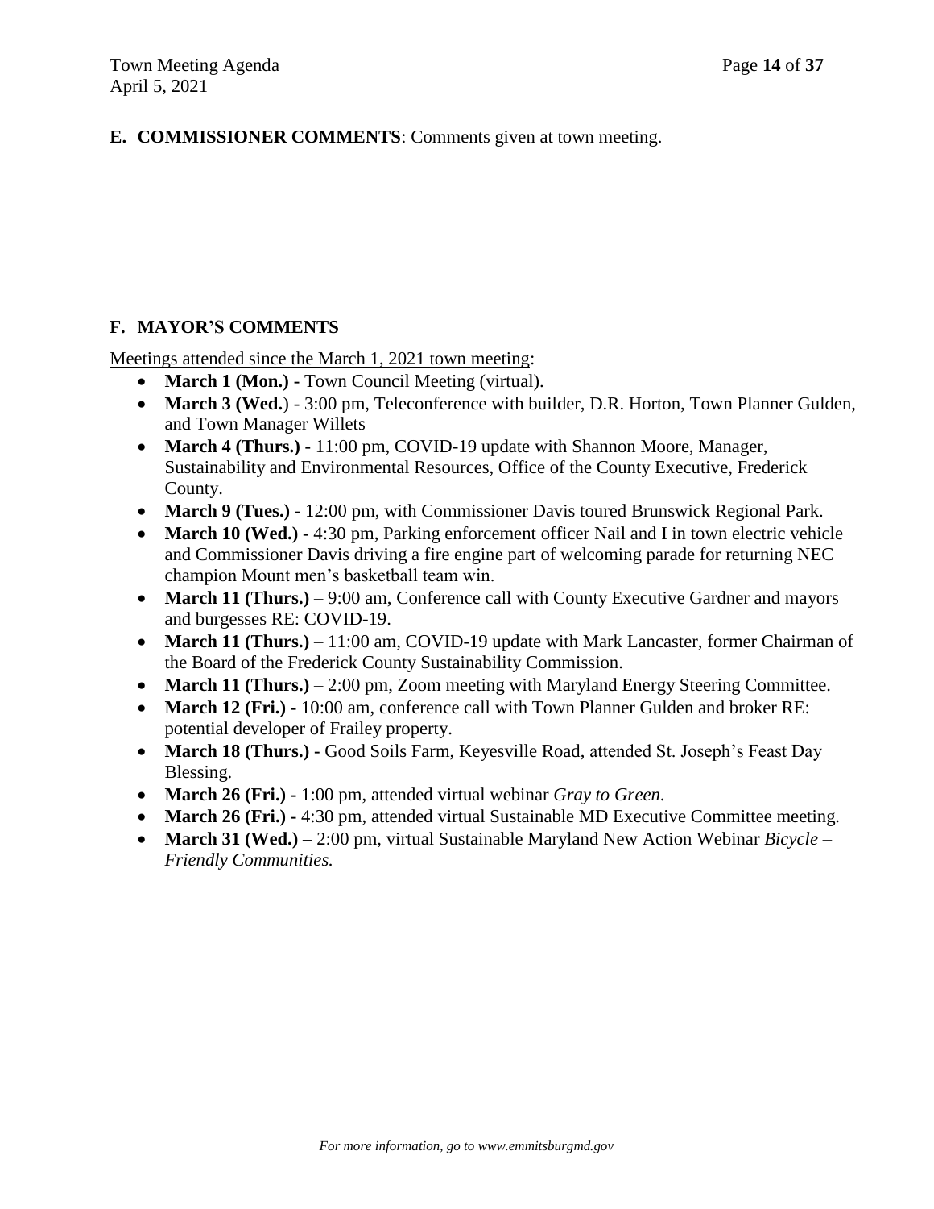## E. COMMISSIONER COMMENTS: Comments given at town meeting.

## F. MAYOR'S COMMENTS

Meetings attended since the March 1, 2021 town meeting:

- **March 1 (Mon.) -** Town Council Meeting (virtual).
- **March 3 (Wed.**) - 3:00 pm, Teleconference with builder, D.R. Horton, Town Planner Gulden, and Town Manager Willets
- **March 4 (Thurs.) -** 11:00 pm, COVID-19 update with Shannon Moore, Manager, Sustainability and Environmental Resources, Office of the County Executive, Frederick County.
- **March 9 (Tues.) -** 12:00 pm, with Commissioner Davis toured Brunswick Regional Park.
- **March 10 (Wed.) -** 4:30 pm, Parking enforcement officer Nail and I in town electric vehicle and Commissioner Davis driving a fire engine part of welcoming parade for returning NEC champion Mount men's basketball team win.
- **March 11 (Thurs.)** – 9:00 am, Conference call with County Executive Gardner and mayors and burgesses RE: COVID-19.
- **March 11 (Thurs.)** – 11:00 am, COVID-19 update with Mark Lancaster, former Chairman of the Board of the Frederick County Sustainability Commission.
- **March 11 (Thurs.)** – 2:00 pm, Zoom meeting with Maryland Energy Steering Committee.
- **March 12 (Fri.) -** 10:00 am, conference call with Town Planner Gulden and broker RE: potential developer of Frailey property.
- **March 18 (Thurs.) -** Good Soils Farm, Keyesville Road, attended St. Joseph's Feast Day Blessing.
- **March 26 (Fri.) -** 1:00 pm, attended virtual webinar *Gray to Green*.
- **March 26 (Fri.) -** 4:30 pm, attended virtual Sustainable MD Executive Committee meeting.
- **March 31 (Wed.) –** 2:00 pm, virtual Sustainable Maryland New Action Webinar *Bicycle – Friendly Communities.*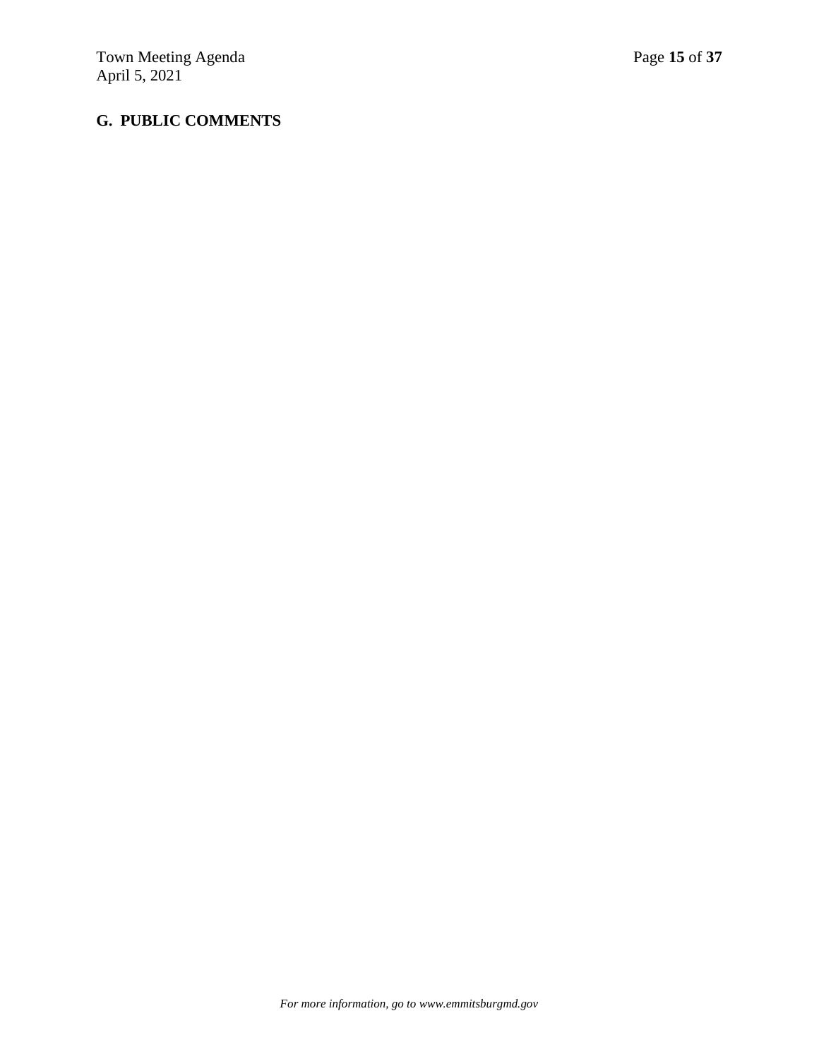## G. PUBLIC COMMENTS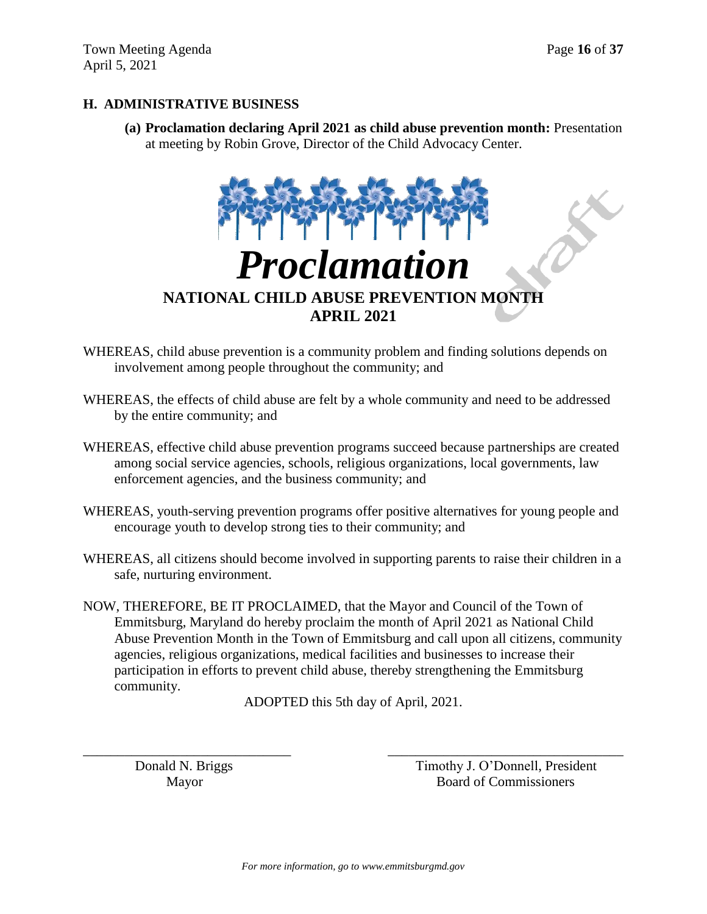## H. ADMINISTRATIVE BUSINESS

**(a) Proclamation declaring April 2021 as child abuse prevention month:** Presentation at meeting by Robin Grove, Director of the Child Advocacy Center.

# *Proclamation*

## NATIONAL CHILD ABUSE PREVENTION MONTH
## APRIL 2021

WHEREAS, child abuse prevention is a community problem and finding solutions depends on involvement among people throughout the community; and

WHEREAS, the effects of child abuse are felt by a whole community and need to be addressed by the entire community; and

WHEREAS, effective child abuse prevention programs succeed because partnerships are created among social service agencies, schools, religious organizations, local governments, law enforcement agencies, and the business community; and

WHEREAS, youth-serving prevention programs offer positive alternatives for young people and encourage youth to develop strong ties to their community; and

WHEREAS, all citizens should become involved in supporting parents to raise their children in a safe, nurturing environment.

NOW, THEREFORE, BE IT PROCLAIMED, that the Mayor and Council of the Town of Emmitsburg, Maryland do hereby proclaim the month of April 2021 as National Child Abuse Prevention Month in the Town of Emmitsburg and call upon all citizens, community agencies, religious organizations, medical facilities and businesses to increase their participation in efforts to prevent child abuse, thereby strengthening the Emmitsburg community.

ADOPTED this 5th day of April, 2021.

\_\_\_\_\_\_\_\_\_\_\_\_\_\_\_\_\_\_\_\_\_\_\_\_\_\_\_\_\_\_
Donald N. Briggs
Mayor

\_\_\_\_\_\_\_\_\_\_\_\_\_\_\_\_\_\_\_\_\_\_\_\_\_\_\_\_\_\_
Timothy J. O'Donnell, President
Board of Commissioners

*For more information, go to www.emmitsburgmd.gov*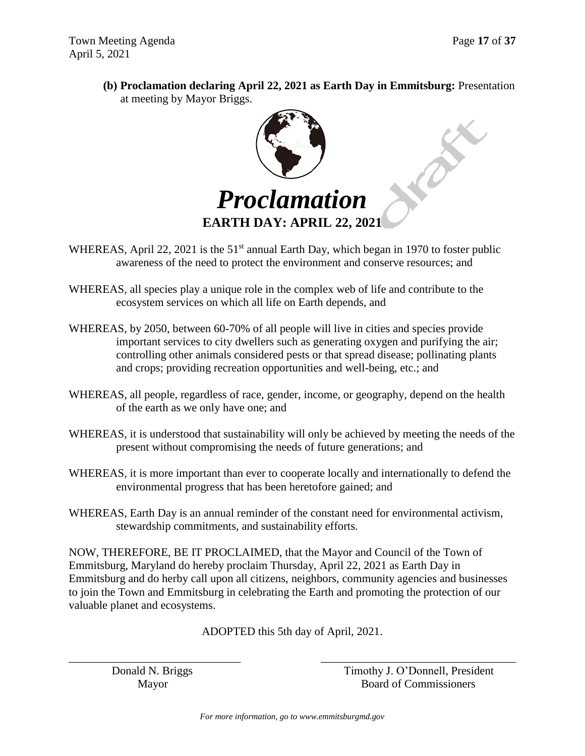**(b) Proclamation declaring April 22, 2021 as Earth Day in Emmitsburg:** Presentation at meeting by Mayor Briggs.

# *Proclamation*

## EARTH DAY: APRIL 22, 2021

WHEREAS, April 22, 2021 is the 51st annual Earth Day, which began in 1970 to foster public awareness of the need to protect the environment and conserve resources; and

WHEREAS, all species play a unique role in the complex web of life and contribute to the ecosystem services on which all life on Earth depends, and

WHEREAS, by 2050, between 60-70% of all people will live in cities and species provide important services to city dwellers such as generating oxygen and purifying the air; controlling other animals considered pests or that spread disease; pollinating plants and crops; providing recreation opportunities and well-being, etc.; and

WHEREAS, all people, regardless of race, gender, income, or geography, depend on the health of the earth as we only have one; and

WHEREAS, it is understood that sustainability will only be achieved by meeting the needs of the present without compromising the needs of future generations; and

WHEREAS, it is more important than ever to cooperate locally and internationally to defend the environmental progress that has been heretofore gained; and

WHEREAS, Earth Day is an annual reminder of the constant need for environmental activism, stewardship commitments, and sustainability efforts.

NOW, THEREFORE, BE IT PROCLAIMED, that the Mayor and Council of the Town of Emmitsburg, Maryland do hereby proclaim Thursday, April 22, 2021 as Earth Day in Emmitsburg and do herby call upon all citizens, neighbors, community agencies and businesses to join the Town and Emmitsburg in celebrating the Earth and promoting the protection of our valuable planet and ecosystems.

ADOPTED this 5th day of April, 2021.

| ______________________________ | ______________________________ |
|---|---|
| Donald N. Briggs | Timothy J. O'Donnell, President |
| Mayor | Board of Commissioners |

*For more information, go to www.emmitsburgmd.gov*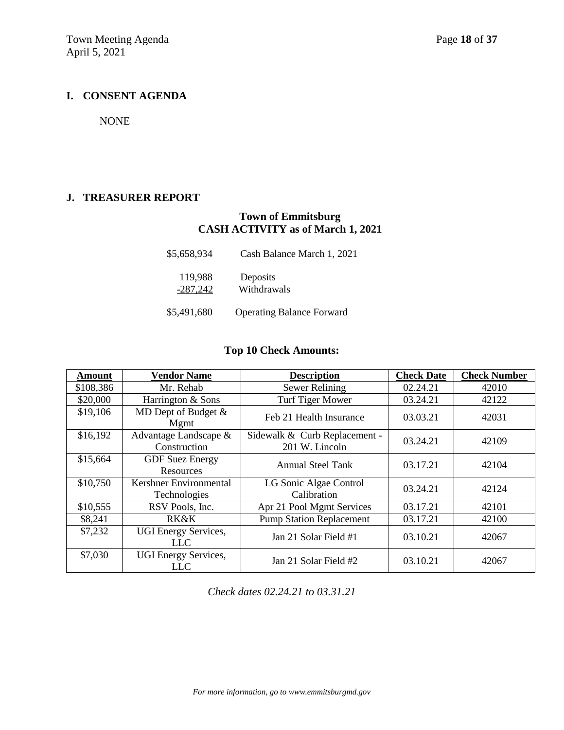## I. CONSENT AGENDA

NONE

## J. TREASURER REPORT

**Town of Emmitsburg**
**CASH ACTIVITY as of March 1, 2021**

| | |
|---|---|
| $5,658,934 | Cash Balance March 1, 2021 |
| 119,988 | Deposits |
| -287,242 | Withdrawals |
| $5,491,680 | Operating Balance Forward |

**Top 10 Check Amounts:**

| Amount | Vendor Name | Description | Check Date | Check Number |
|---|---|---|---|---|
| $108,386 | Mr. Rehab | Sewer Relining | 02.24.21 | 42010 |
| $20,000 | Harrington & Sons | Turf Tiger Mower | 03.24.21 | 42122 |
| $19,106 | MD Dept of Budget & Mgmt | Feb 21 Health Insurance | 03.03.21 | 42031 |
| $16,192 | Advantage Landscape & Construction | Sidewalk & Curb Replacement - 201 W. Lincoln | 03.24.21 | 42109 |
| $15,664 | GDF Suez Energy Resources | Annual Steel Tank | 03.17.21 | 42104 |
| $10,750 | Kershner Environmental Technologies | LG Sonic Algae Control Calibration | 03.24.21 | 42124 |
| $10,555 | RSV Pools, Inc. | Apr 21 Pool Mgmt Services | 03.17.21 | 42101 |
| $8,241 | RK&K | Pump Station Replacement | 03.17.21 | 42100 |
| $7,232 | UGI Energy Services, LLC | Jan 21 Solar Field #1 | 03.10.21 | 42067 |
| $7,030 | UGI Energy Services, LLC | Jan 21 Solar Field #2 | 03.10.21 | 42067 |

*Check dates 02.24.21 to 03.31.21*

*For more information, go to www.emmitsburgmd.gov*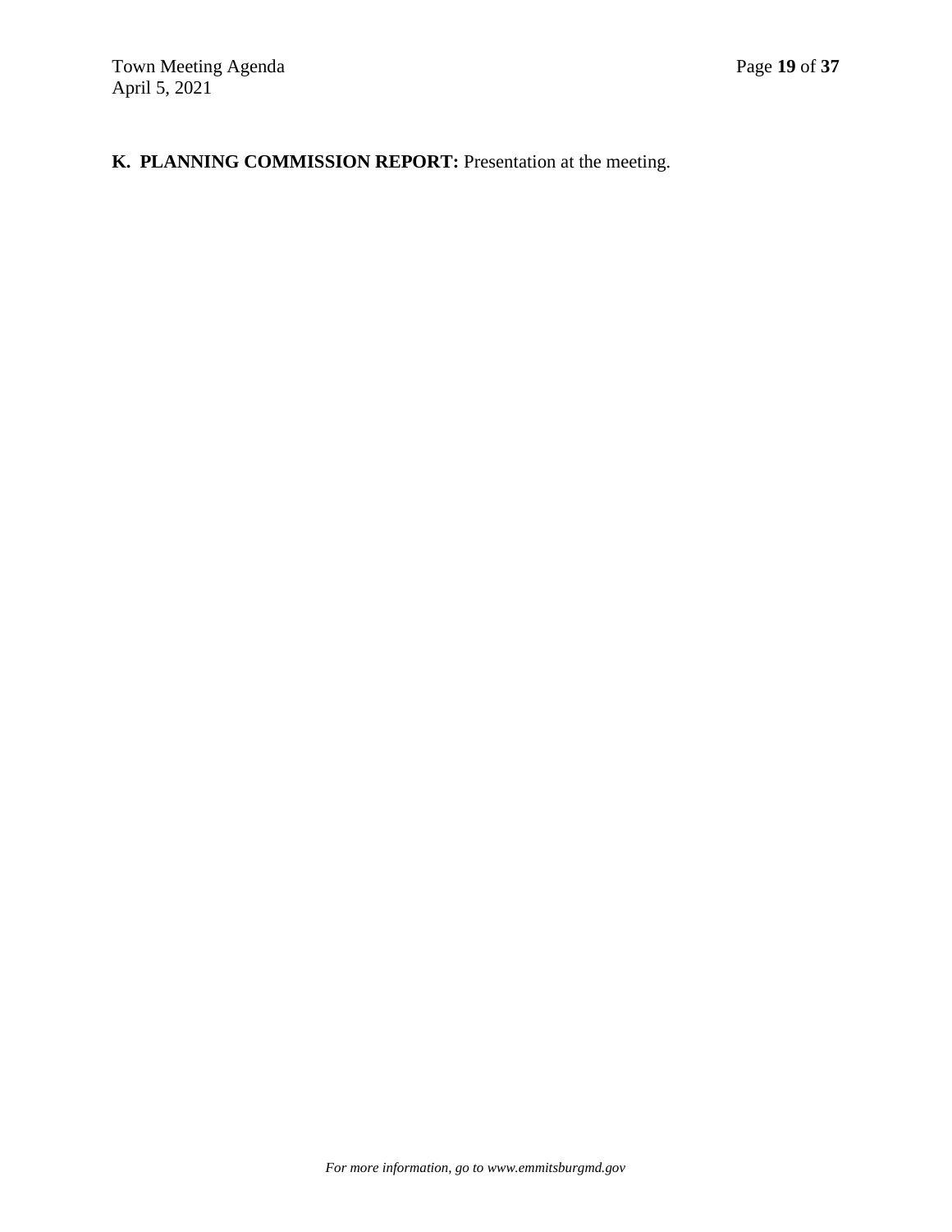**K. PLANNING COMMISSION REPORT:** Presentation at the meeting.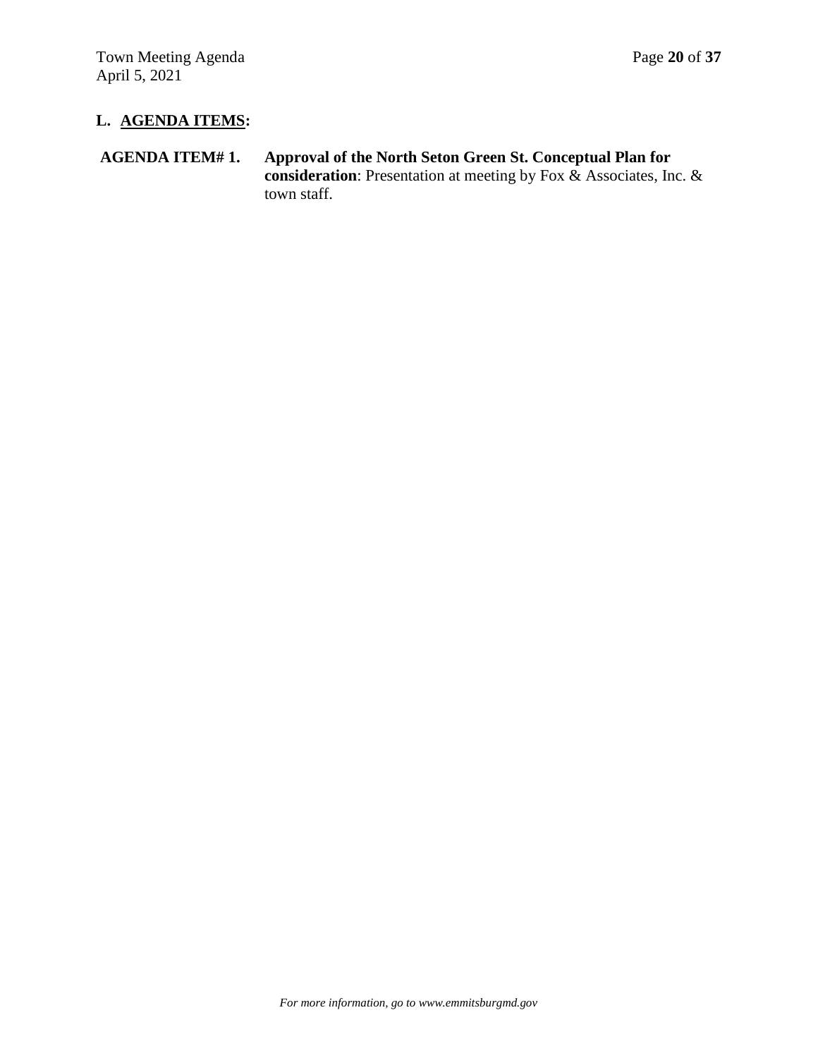## L. AGENDA ITEMS:

**AGENDA ITEM# 1.** **Approval of the North Seton Green St. Conceptual Plan for consideration**: Presentation at meeting by Fox & Associates, Inc. & town staff.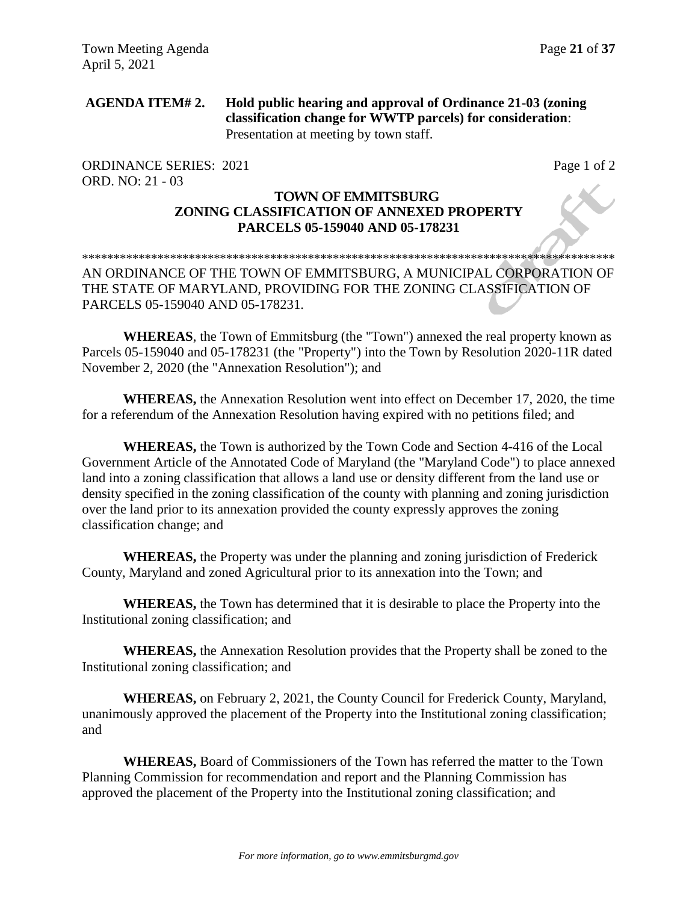**AGENDA ITEM# 2. Hold public hearing and approval of Ordinance 21-03 (zoning classification change for WWTP parcels) for consideration**: Presentation at meeting by town staff.

ORDINANCE SERIES: 2021 Page 1 of 2
ORD. NO: 21 - 03

**TOWN OF EMMITSBURG**
**ZONING CLASSIFICATION OF ANNEXED PROPERTY**
**PARCELS 05-159040 AND 05-178231**

*************************************************************************************

AN ORDINANCE OF THE TOWN OF EMMITSBURG, A MUNICIPAL CORPORATION OF THE STATE OF MARYLAND, PROVIDING FOR THE ZONING CLASSIFICATION OF PARCELS 05-159040 AND 05-178231.

**WHEREAS**, the Town of Emmitsburg (the "Town") annexed the real property known as Parcels 05-159040 and 05-178231 (the "Property") into the Town by Resolution 2020-11R dated November 2, 2020 (the "Annexation Resolution"); and

**WHEREAS,** the Annexation Resolution went into effect on December 17, 2020, the time for a referendum of the Annexation Resolution having expired with no petitions filed; and

**WHEREAS,** the Town is authorized by the Town Code and Section 4-416 of the Local Government Article of the Annotated Code of Maryland (the "Maryland Code") to place annexed land into a zoning classification that allows a land use or density different from the land use or density specified in the zoning classification of the county with planning and zoning jurisdiction over the land prior to its annexation provided the county expressly approves the zoning classification change; and

**WHEREAS,** the Property was under the planning and zoning jurisdiction of Frederick County, Maryland and zoned Agricultural prior to its annexation into the Town; and

**WHEREAS,** the Town has determined that it is desirable to place the Property into the Institutional zoning classification; and

**WHEREAS,** the Annexation Resolution provides that the Property shall be zoned to the Institutional zoning classification; and

**WHEREAS,** on February 2, 2021, the County Council for Frederick County, Maryland, unanimously approved the placement of the Property into the Institutional zoning classification; and

**WHEREAS,** Board of Commissioners of the Town has referred the matter to the Town Planning Commission for recommendation and report and the Planning Commission has approved the placement of the Property into the Institutional zoning classification; and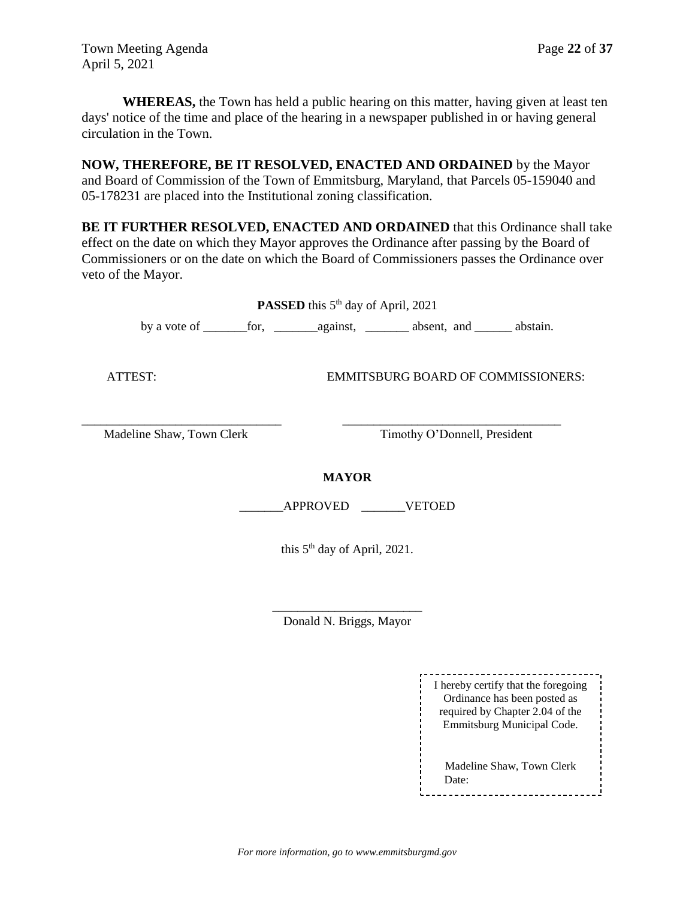**WHEREAS,** the Town has held a public hearing on this matter, having given at least ten days' notice of the time and place of the hearing in a newspaper published in or having general circulation in the Town.

**NOW, THEREFORE, BE IT RESOLVED, ENACTED AND ORDAINED** by the Mayor and Board of Commission of the Town of Emmitsburg, Maryland, that Parcels 05-159040 and 05-178231 are placed into the Institutional zoning classification.

**BE IT FURTHER RESOLVED, ENACTED AND ORDAINED** that this Ordinance shall take effect on the date on which they Mayor approves the Ordinance after passing by the Board of Commissioners or on the date on which the Board of Commissioners passes the Ordinance over veto of the Mayor.

**PASSED** this 5th day of April, 2021

by a vote of _______for, _______against, _______ absent, and ______ abstain.

ATTEST: EMMITSBURG BOARD OF COMMISSIONERS:

_______________________________ ___________________________________

Madeline Shaw, Town Clerk Timothy O'Donnell, President

**MAYOR**

_______APPROVED _______VETOED

this 5th day of April, 2021.

________________________

Donald N. Briggs, Mayor

I hereby certify that the foregoing Ordinance has been posted as required by Chapter 2.04 of the Emmitsburg Municipal Code.

Madeline Shaw, Town Clerk
Date:

*For more information, go to www.emmitsburgmd.gov*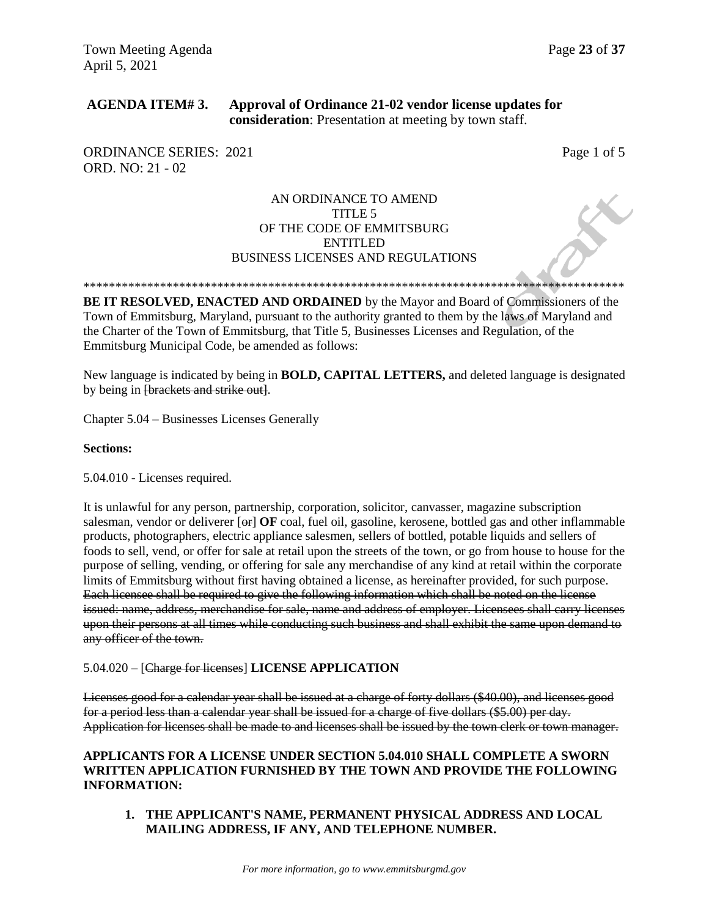**AGENDA ITEM# 3.  Approval of Ordinance 21-02 vendor license updates for consideration**: Presentation at meeting by town staff.

ORDINANCE SERIES: 2021 Page 1 of 5
ORD. NO: 21 - 02

AN ORDINANCE TO AMEND
TITLE 5
OF THE CODE OF EMMITSBURG
ENTITLED
BUSINESS LICENSES AND REGULATIONS

**************************************************************************************

**BE IT RESOLVED, ENACTED AND ORDAINED** by the Mayor and Board of Commissioners of the Town of Emmitsburg, Maryland, pursuant to the authority granted to them by the laws of Maryland and the Charter of the Town of Emmitsburg, that Title 5, Businesses Licenses and Regulation, of the Emmitsburg Municipal Code, be amended as follows:

New language is indicated by being in **BOLD, CAPITAL LETTERS,** and deleted language is designated by being in ~~[brackets and strike out]~~.

Chapter 5.04 – Businesses Licenses Generally

**Sections:**

5.04.010 - Licenses required.

It is unlawful for any person, partnership, corporation, solicitor, canvasser, magazine subscription salesman, vendor or deliverer [~~or~~] **OF** coal, fuel oil, gasoline, kerosene, bottled gas and other inflammable products, photographers, electric appliance salesmen, sellers of bottled, potable liquids and sellers of foods to sell, vend, or offer for sale at retail upon the streets of the town, or go from house to house for the purpose of selling, vending, or offering for sale any merchandise of any kind at retail within the corporate limits of Emmitsburg without first having obtained a license, as hereinafter provided, for such purpose. ~~Each licensee shall be required to give the following information which shall be noted on the license issued: name, address, merchandise for sale, name and address of employer. Licensees shall carry licenses upon their persons at all times while conducting such business and shall exhibit the same upon demand to any officer of the town.~~

5.04.020 – [~~Charge for licenses~~] **LICENSE APPLICATION**

~~Licenses good for a calendar year shall be issued at a charge of forty dollars ($40.00), and licenses good for a period less than a calendar year shall be issued for a charge of five dollars ($5.00) per day. Application for licenses shall be made to and licenses shall be issued by the town clerk or town manager.~~

**APPLICANTS FOR A LICENSE UNDER SECTION 5.04.010 SHALL COMPLETE A SWORN WRITTEN APPLICATION FURNISHED BY THE TOWN AND PROVIDE THE FOLLOWING INFORMATION:**

1. **THE APPLICANT'S NAME, PERMANENT PHYSICAL ADDRESS AND LOCAL MAILING ADDRESS, IF ANY, AND TELEPHONE NUMBER.**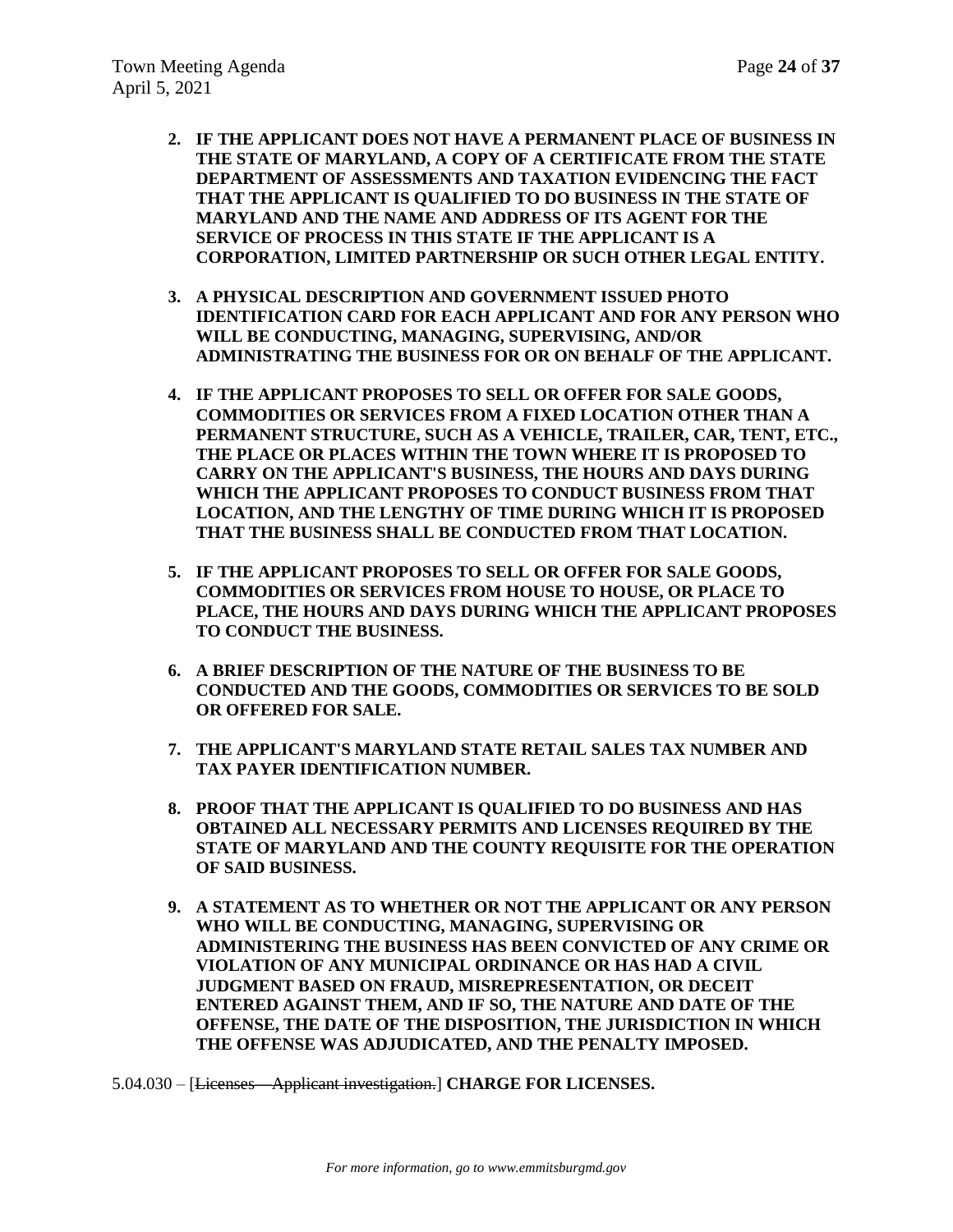2. **IF THE APPLICANT DOES NOT HAVE A PERMANENT PLACE OF BUSINESS IN THE STATE OF MARYLAND, A COPY OF A CERTIFICATE FROM THE STATE DEPARTMENT OF ASSESSMENTS AND TAXATION EVIDENCING THE FACT THAT THE APPLICANT IS QUALIFIED TO DO BUSINESS IN THE STATE OF MARYLAND AND THE NAME AND ADDRESS OF ITS AGENT FOR THE SERVICE OF PROCESS IN THIS STATE IF THE APPLICANT IS A CORPORATION, LIMITED PARTNERSHIP OR SUCH OTHER LEGAL ENTITY.**

3. **A PHYSICAL DESCRIPTION AND GOVERNMENT ISSUED PHOTO IDENTIFICATION CARD FOR EACH APPLICANT AND FOR ANY PERSON WHO WILL BE CONDUCTING, MANAGING, SUPERVISING, AND/OR ADMINISTRATING THE BUSINESS FOR OR ON BEHALF OF THE APPLICANT.**

4. **IF THE APPLICANT PROPOSES TO SELL OR OFFER FOR SALE GOODS, COMMODITIES OR SERVICES FROM A FIXED LOCATION OTHER THAN A PERMANENT STRUCTURE, SUCH AS A VEHICLE, TRAILER, CAR, TENT, ETC., THE PLACE OR PLACES WITHIN THE TOWN WHERE IT IS PROPOSED TO CARRY ON THE APPLICANT'S BUSINESS, THE HOURS AND DAYS DURING WHICH THE APPLICANT PROPOSES TO CONDUCT BUSINESS FROM THAT LOCATION, AND THE LENGTHY OF TIME DURING WHICH IT IS PROPOSED THAT THE BUSINESS SHALL BE CONDUCTED FROM THAT LOCATION.**

5. **IF THE APPLICANT PROPOSES TO SELL OR OFFER FOR SALE GOODS, COMMODITIES OR SERVICES FROM HOUSE TO HOUSE, OR PLACE TO PLACE, THE HOURS AND DAYS DURING WHICH THE APPLICANT PROPOSES TO CONDUCT THE BUSINESS.**

6. **A BRIEF DESCRIPTION OF THE NATURE OF THE BUSINESS TO BE CONDUCTED AND THE GOODS, COMMODITIES OR SERVICES TO BE SOLD OR OFFERED FOR SALE.**

7. **THE APPLICANT'S MARYLAND STATE RETAIL SALES TAX NUMBER AND TAX PAYER IDENTIFICATION NUMBER.**

8. **PROOF THAT THE APPLICANT IS QUALIFIED TO DO BUSINESS AND HAS OBTAINED ALL NECESSARY PERMITS AND LICENSES REQUIRED BY THE STATE OF MARYLAND AND THE COUNTY REQUISITE FOR THE OPERATION OF SAID BUSINESS.**

9. **A STATEMENT AS TO WHETHER OR NOT THE APPLICANT OR ANY PERSON WHO WILL BE CONDUCTING, MANAGING, SUPERVISING OR ADMINISTERING THE BUSINESS HAS BEEN CONVICTED OF ANY CRIME OR VIOLATION OF ANY MUNICIPAL ORDINANCE OR HAS HAD A CIVIL JUDGMENT BASED ON FRAUD, MISREPRESENTATION, OR DECEIT ENTERED AGAINST THEM, AND IF SO, THE NATURE AND DATE OF THE OFFENSE, THE DATE OF THE DISPOSITION, THE JURISDICTION IN WHICH THE OFFENSE WAS ADJUDICATED, AND THE PENALTY IMPOSED.**

5.04.030 – [~~Licenses—Applicant investigation.~~] **CHARGE FOR LICENSES.**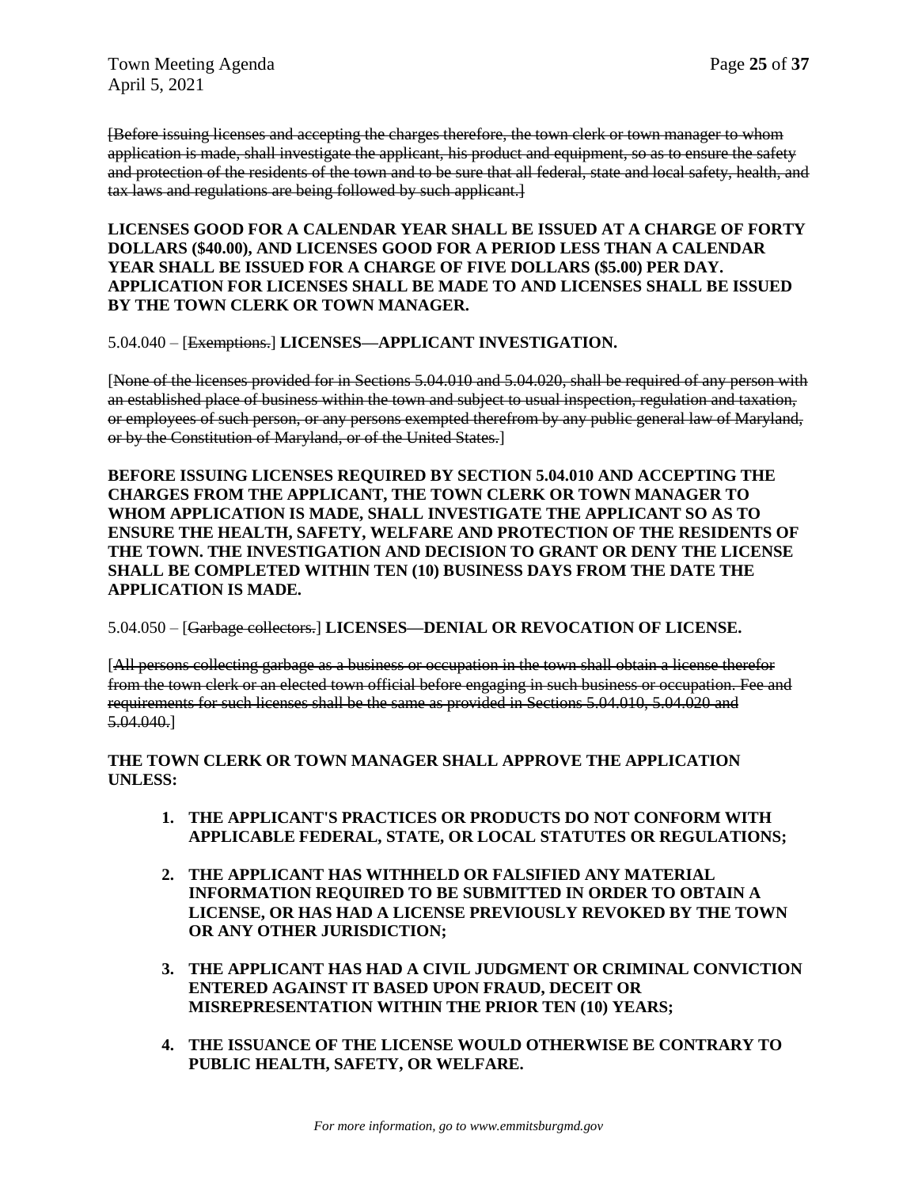[~~Before issuing licenses and accepting the charges therefore, the town clerk or town manager to whom application is made, shall investigate the applicant, his product and equipment, so as to ensure the safety and protection of the residents of the town and to be sure that all federal, state and local safety, health, and tax laws and regulations are being followed by such applicant.~~]

**LICENSES GOOD FOR A CALENDAR YEAR SHALL BE ISSUED AT A CHARGE OF FORTY DOLLARS ($40.00), AND LICENSES GOOD FOR A PERIOD LESS THAN A CALENDAR YEAR SHALL BE ISSUED FOR A CHARGE OF FIVE DOLLARS ($5.00) PER DAY. APPLICATION FOR LICENSES SHALL BE MADE TO AND LICENSES SHALL BE ISSUED BY THE TOWN CLERK OR TOWN MANAGER.**

5.04.040 – [~~Exemptions.~~] **LICENSES—APPLICANT INVESTIGATION.**

[~~None of the licenses provided for in Sections 5.04.010 and 5.04.020, shall be required of any person with an established place of business within the town and subject to usual inspection, regulation and taxation, or employees of such person, or any persons exempted therefrom by any public general law of Maryland, or by the Constitution of Maryland, or of the United States.~~]

**BEFORE ISSUING LICENSES REQUIRED BY SECTION 5.04.010 AND ACCEPTING THE CHARGES FROM THE APPLICANT, THE TOWN CLERK OR TOWN MANAGER TO WHOM APPLICATION IS MADE, SHALL INVESTIGATE THE APPLICANT SO AS TO ENSURE THE HEALTH, SAFETY, WELFARE AND PROTECTION OF THE RESIDENTS OF THE TOWN. THE INVESTIGATION AND DECISION TO GRANT OR DENY THE LICENSE SHALL BE COMPLETED WITHIN TEN (10) BUSINESS DAYS FROM THE DATE THE APPLICATION IS MADE.**

5.04.050 – [~~Garbage collectors.~~] **LICENSES—DENIAL OR REVOCATION OF LICENSE.**

[~~All persons collecting garbage as a business or occupation in the town shall obtain a license therefor from the town clerk or an elected town official before engaging in such business or occupation. Fee and requirements for such licenses shall be the same as provided in Sections 5.04.010, 5.04.020 and 5.04.040.~~]

**THE TOWN CLERK OR TOWN MANAGER SHALL APPROVE THE APPLICATION UNLESS:**

1. **THE APPLICANT'S PRACTICES OR PRODUCTS DO NOT CONFORM WITH APPLICABLE FEDERAL, STATE, OR LOCAL STATUTES OR REGULATIONS;**

2. **THE APPLICANT HAS WITHHELD OR FALSIFIED ANY MATERIAL INFORMATION REQUIRED TO BE SUBMITTED IN ORDER TO OBTAIN A LICENSE, OR HAS HAD A LICENSE PREVIOUSLY REVOKED BY THE TOWN OR ANY OTHER JURISDICTION;**

3. **THE APPLICANT HAS HAD A CIVIL JUDGMENT OR CRIMINAL CONVICTION ENTERED AGAINST IT BASED UPON FRAUD, DECEIT OR MISREPRESENTATION WITHIN THE PRIOR TEN (10) YEARS;**

4. **THE ISSUANCE OF THE LICENSE WOULD OTHERWISE BE CONTRARY TO PUBLIC HEALTH, SAFETY, OR WELFARE.**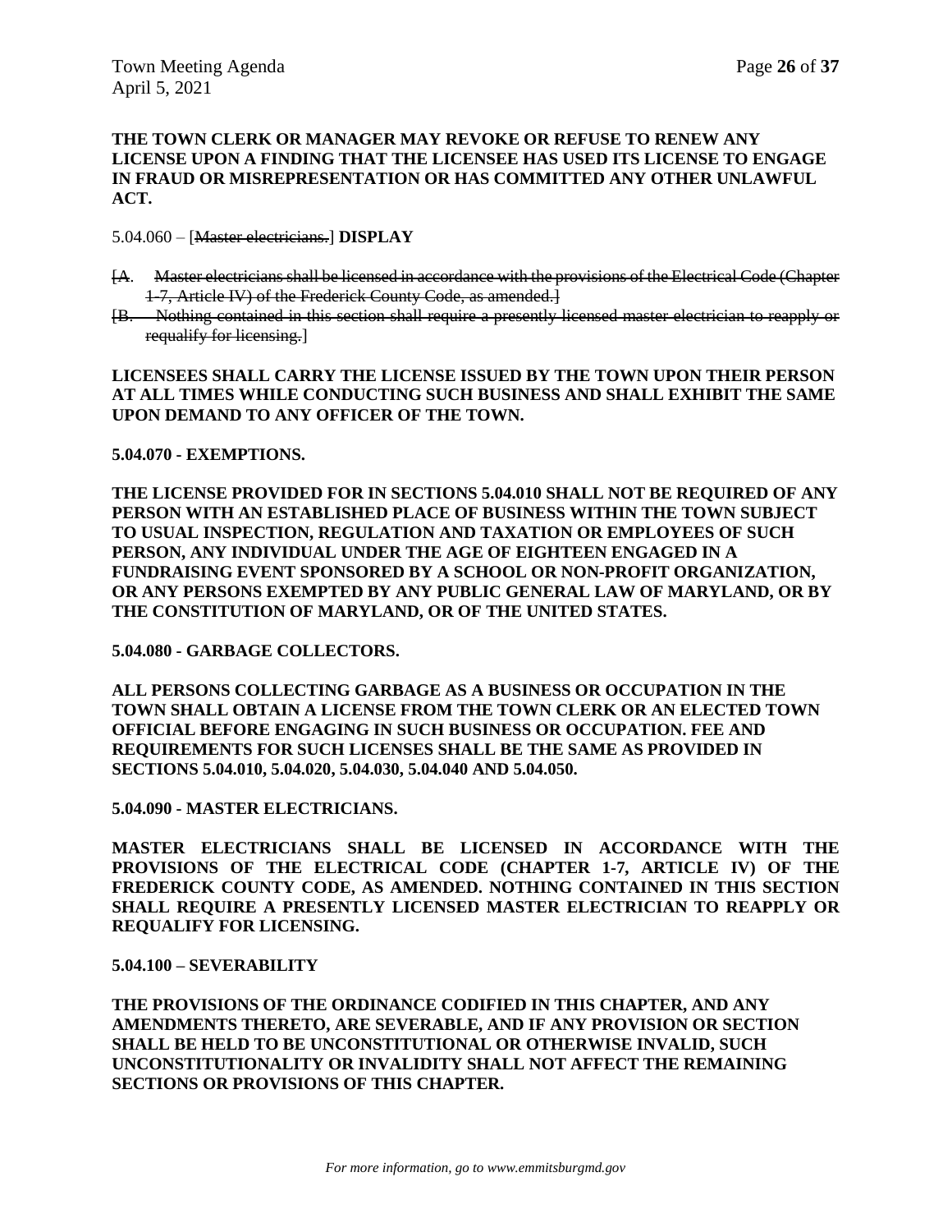**THE TOWN CLERK OR MANAGER MAY REVOKE OR REFUSE TO RENEW ANY LICENSE UPON A FINDING THAT THE LICENSEE HAS USED ITS LICENSE TO ENGAGE IN FRAUD OR MISREPRESENTATION OR HAS COMMITTED ANY OTHER UNLAWFUL ACT.**

5.04.060 – [~~Master electricians.~~] **DISPLAY**

[~~A. Master electricians shall be licensed in accordance with the provisions of the Electrical Code (Chapter 1-7, Article IV) of the Frederick County Code, as amended.~~]

[~~B. Nothing contained in this section shall require a presently licensed master electrician to reapply or requalify for licensing.~~]

**LICENSEES SHALL CARRY THE LICENSE ISSUED BY THE TOWN UPON THEIR PERSON AT ALL TIMES WHILE CONDUCTING SUCH BUSINESS AND SHALL EXHIBIT THE SAME UPON DEMAND TO ANY OFFICER OF THE TOWN.**

**5.04.070 - EXEMPTIONS.**

**THE LICENSE PROVIDED FOR IN SECTIONS 5.04.010 SHALL NOT BE REQUIRED OF ANY PERSON WITH AN ESTABLISHED PLACE OF BUSINESS WITHIN THE TOWN SUBJECT TO USUAL INSPECTION, REGULATION AND TAXATION OR EMPLOYEES OF SUCH PERSON, ANY INDIVIDUAL UNDER THE AGE OF EIGHTEEN ENGAGED IN A FUNDRAISING EVENT SPONSORED BY A SCHOOL OR NON-PROFIT ORGANIZATION, OR ANY PERSONS EXEMPTED BY ANY PUBLIC GENERAL LAW OF MARYLAND, OR BY THE CONSTITUTION OF MARYLAND, OR OF THE UNITED STATES.**

**5.04.080 - GARBAGE COLLECTORS.**

**ALL PERSONS COLLECTING GARBAGE AS A BUSINESS OR OCCUPATION IN THE TOWN SHALL OBTAIN A LICENSE FROM THE TOWN CLERK OR AN ELECTED TOWN OFFICIAL BEFORE ENGAGING IN SUCH BUSINESS OR OCCUPATION. FEE AND REQUIREMENTS FOR SUCH LICENSES SHALL BE THE SAME AS PROVIDED IN SECTIONS 5.04.010, 5.04.020, 5.04.030, 5.04.040 AND 5.04.050.**

**5.04.090 - MASTER ELECTRICIANS.**

**MASTER ELECTRICIANS SHALL BE LICENSED IN ACCORDANCE WITH THE PROVISIONS OF THE ELECTRICAL CODE (CHAPTER 1-7, ARTICLE IV) OF THE FREDERICK COUNTY CODE, AS AMENDED. NOTHING CONTAINED IN THIS SECTION SHALL REQUIRE A PRESENTLY LICENSED MASTER ELECTRICIAN TO REAPPLY OR REQUALIFY FOR LICENSING.**

**5.04.100 – SEVERABILITY**

**THE PROVISIONS OF THE ORDINANCE CODIFIED IN THIS CHAPTER, AND ANY AMENDMENTS THERETO, ARE SEVERABLE, AND IF ANY PROVISION OR SECTION SHALL BE HELD TO BE UNCONSTITUTIONAL OR OTHERWISE INVALID, SUCH UNCONSTITUTIONALITY OR INVALIDITY SHALL NOT AFFECT THE REMAINING SECTIONS OR PROVISIONS OF THIS CHAPTER.**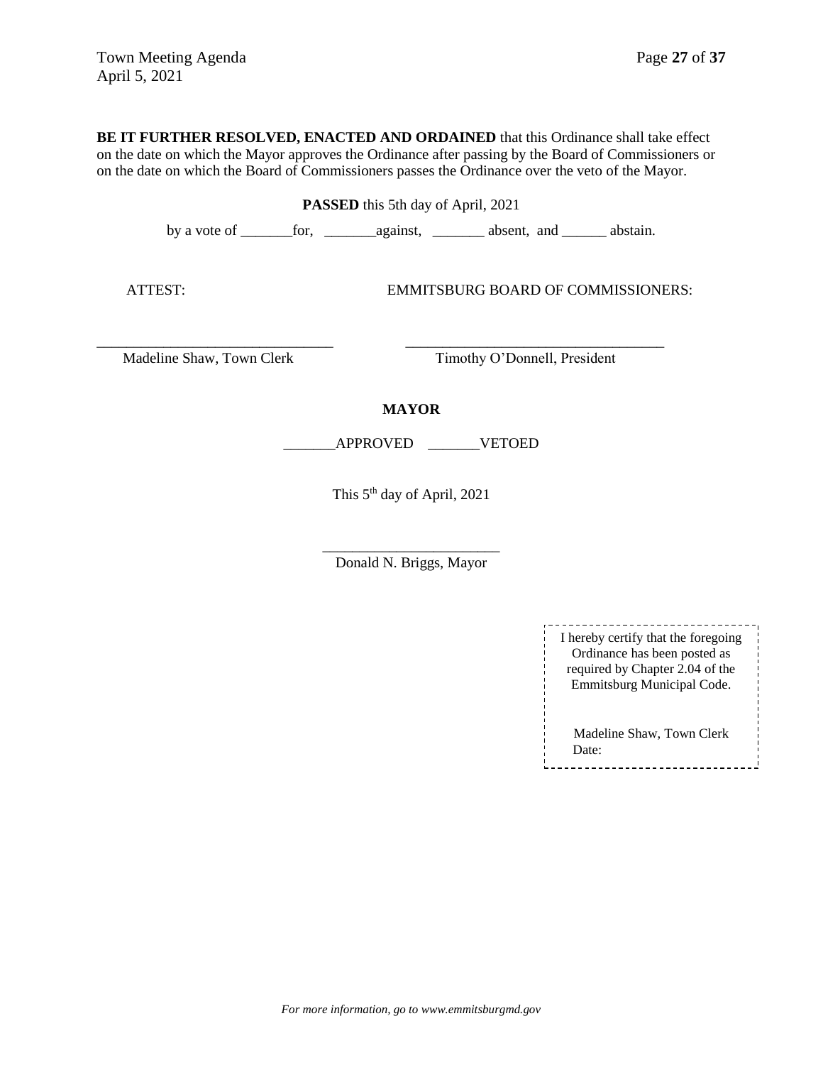**BE IT FURTHER RESOLVED, ENACTED AND ORDAINED** that this Ordinance shall take effect on the date on which the Mayor approves the Ordinance after passing by the Board of Commissioners or on the date on which the Board of Commissioners passes the Ordinance over the veto of the Mayor.

**PASSED** this 5th day of April, 2021

by a vote of _______for, _______against, _______ absent, and ______ abstain.

ATTEST: EMMITSBURG BOARD OF COMMISSIONERS:

_______________________________
Madeline Shaw, Town Clerk

_______________________________
Timothy O'Donnell, President

**MAYOR**

_______APPROVED _______VETOED

This 5th day of April, 2021

_______________________
Donald N. Briggs, Mayor

I hereby certify that the foregoing Ordinance has been posted as required by Chapter 2.04 of the Emmitsburg Municipal Code.

Madeline Shaw, Town Clerk
Date:

*For more information, go to www.emmitsburgmd.gov*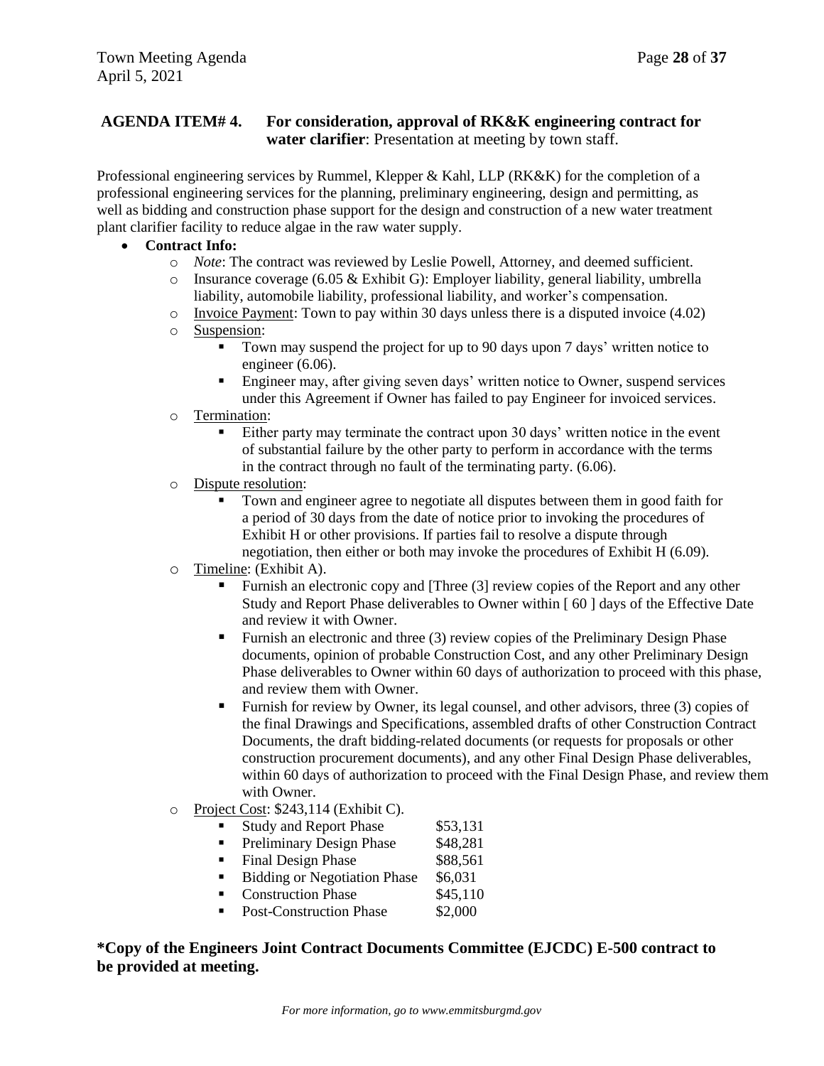**AGENDA ITEM# 4. For consideration, approval of RK&K engineering contract for water clarifier**: Presentation at meeting by town staff.

Professional engineering services by Rummel, Klepper & Kahl, LLP (RK&K) for the completion of a professional engineering services for the planning, preliminary engineering, design and permitting, as well as bidding and construction phase support for the design and construction of a new water treatment plant clarifier facility to reduce algae in the raw water supply.

- **Contract Info:**
  - *Note*: The contract was reviewed by Leslie Powell, Attorney, and deemed sufficient.
  - Insurance coverage (6.05 & Exhibit G): Employer liability, general liability, umbrella liability, automobile liability, professional liability, and worker's compensation.
  - Invoice Payment: Town to pay within 30 days unless there is a disputed invoice (4.02)
  - Suspension:
    - Town may suspend the project for up to 90 days upon 7 days' written notice to engineer (6.06).
    - Engineer may, after giving seven days' written notice to Owner, suspend services under this Agreement if Owner has failed to pay Engineer for invoiced services.
  - Termination:
    - Either party may terminate the contract upon 30 days' written notice in the event of substantial failure by the other party to perform in accordance with the terms in the contract through no fault of the terminating party. (6.06).
  - Dispute resolution:
    - Town and engineer agree to negotiate all disputes between them in good faith for a period of 30 days from the date of notice prior to invoking the procedures of Exhibit H or other provisions. If parties fail to resolve a dispute through negotiation, then either or both may invoke the procedures of Exhibit H (6.09).
  - Timeline: (Exhibit A).
    - Furnish an electronic copy and [Three (3] review copies of the Report and any other Study and Report Phase deliverables to Owner within [ 60 ] days of the Effective Date and review it with Owner.
    - Furnish an electronic and three (3) review copies of the Preliminary Design Phase documents, opinion of probable Construction Cost, and any other Preliminary Design Phase deliverables to Owner within 60 days of authorization to proceed with this phase, and review them with Owner.
    - Furnish for review by Owner, its legal counsel, and other advisors, three (3) copies of the final Drawings and Specifications, assembled drafts of other Construction Contract Documents, the draft bidding-related documents (or requests for proposals or other construction procurement documents), and any other Final Design Phase deliverables, within 60 days of authorization to proceed with the Final Design Phase, and review them with Owner.
  - Project Cost: $243,114 (Exhibit C).
    - Study and Report Phase $53,131
    - Preliminary Design Phase $48,281
    - Final Design Phase $88,561
    - Bidding or Negotiation Phase $6,031
    - Construction Phase $45,110
    - Post-Construction Phase $2,000

**\*Copy of the Engineers Joint Contract Documents Committee (EJCDC) E-500 contract to be provided at meeting.**

*For more information, go to www.emmitsburgmd.gov*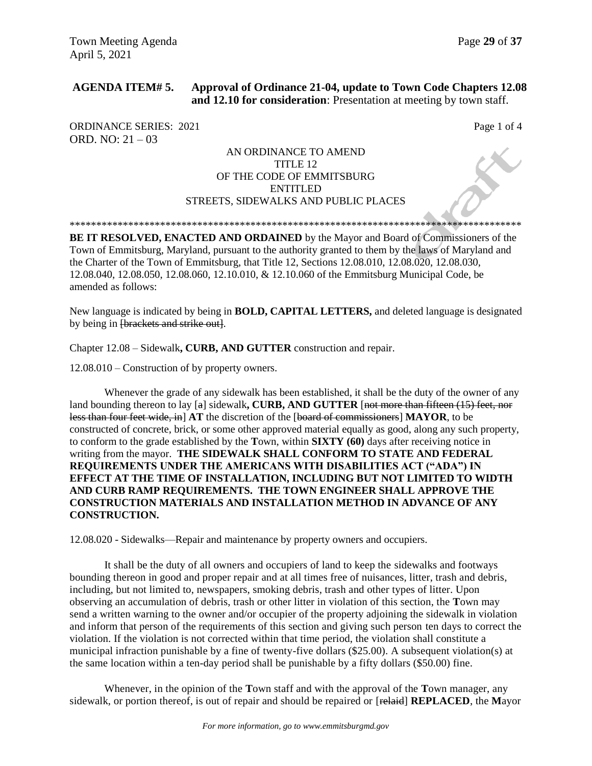**AGENDA ITEM# 5. Approval of Ordinance 21-04, update to Town Code Chapters 12.08 and 12.10 for consideration**: Presentation at meeting by town staff.

ORDINANCE SERIES: 2021 Page 1 of 4
ORD. NO: 21 – 03

AN ORDINANCE TO AMEND
TITLE 12
OF THE CODE OF EMMITSBURG
ENTITLED
STREETS, SIDEWALKS AND PUBLIC PLACES

\*\*\*\*\*\*\*\*\*\*\*\*\*\*\*\*\*\*\*\*\*\*\*\*\*\*\*\*\*\*\*\*\*\*\*\*\*\*\*\*\*\*\*\*\*\*\*\*\*\*\*\*\*\*\*\*\*\*\*\*\*\*\*\*\*\*\*\*\*\*\*\*\*\*\*\*\*\*\*\*\*\*\*\*

**BE IT RESOLVED, ENACTED AND ORDAINED** by the Mayor and Board of Commissioners of the Town of Emmitsburg, Maryland, pursuant to the authority granted to them by the laws of Maryland and the Charter of the Town of Emmitsburg, that Title 12, Sections 12.08.010, 12.08.020, 12.08.030, 12.08.040, 12.08.050, 12.08.060, 12.10.010, & 12.10.060 of the Emmitsburg Municipal Code, be amended as follows:

New language is indicated by being in **BOLD, CAPITAL LETTERS,** and deleted language is designated by being in ~~[brackets and strike out]~~.

Chapter 12.08 – Sidewalk**, CURB, AND GUTTER** construction and repair.

12.08.010 – Construction of by property owners.

Whenever the grade of any sidewalk has been established, it shall be the duty of the owner of any land bounding thereon to lay [~~a~~] sidewalk**, CURB, AND GUTTER** [~~not more than fifteen (15) feet, nor less than four feet wide, in~~] **AT** the discretion of the [~~board of commissioners~~] **MAYOR**, to be constructed of concrete, brick, or some other approved material equally as good, along any such property, to conform to the grade established by the **T**own, within **SIXTY (60)** days after receiving notice in writing from the mayor. **THE SIDEWALK SHALL CONFORM TO STATE AND FEDERAL REQUIREMENTS UNDER THE AMERICANS WITH DISABILITIES ACT ("ADA") IN EFFECT AT THE TIME OF INSTALLATION, INCLUDING BUT NOT LIMITED TO WIDTH AND CURB RAMP REQUIREMENTS. THE TOWN ENGINEER SHALL APPROVE THE CONSTRUCTION MATERIALS AND INSTALLATION METHOD IN ADVANCE OF ANY CONSTRUCTION.**

12.08.020 - Sidewalks—Repair and maintenance by property owners and occupiers.

It shall be the duty of all owners and occupiers of land to keep the sidewalks and footways bounding thereon in good and proper repair and at all times free of nuisances, litter, trash and debris, including, but not limited to, newspapers, smoking debris, trash and other types of litter. Upon observing an accumulation of debris, trash or other litter in violation of this section, the **T**own may send a written warning to the owner and/or occupier of the property adjoining the sidewalk in violation and inform that person of the requirements of this section and giving such person ten days to correct the violation. If the violation is not corrected within that time period, the violation shall constitute a municipal infraction punishable by a fine of twenty-five dollars ($25.00). A subsequent violation(s) at the same location within a ten-day period shall be punishable by a fifty dollars ($50.00) fine.

Whenever, in the opinion of the **T**own staff and with the approval of the **T**own manager, any sidewalk, or portion thereof, is out of repair and should be repaired or [~~relaid~~] **REPLACED**, the **M**ayor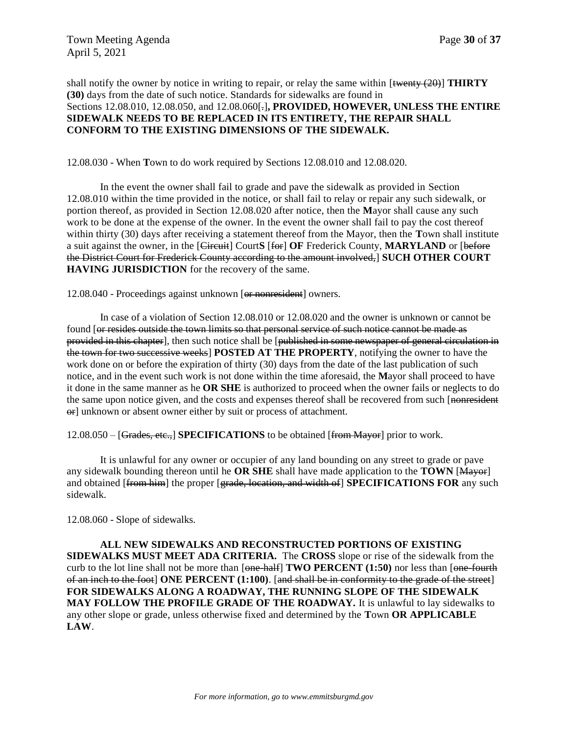shall notify the owner by notice in writing to repair, or relay the same within [~~twenty (20)~~] **THIRTY (30)** days from the date of such notice. Standards for sidewalks are found in Sections 12.08.010, 12.08.050, and 12.08.060[~~.~~]**, PROVIDED, HOWEVER, UNLESS THE ENTIRE SIDEWALK NEEDS TO BE REPLACED IN ITS ENTIRETY, THE REPAIR SHALL CONFORM TO THE EXISTING DIMENSIONS OF THE SIDEWALK.**

12.08.030 - When **T**own to do work required by Sections 12.08.010 and 12.08.020.

In the event the owner shall fail to grade and pave the sidewalk as provided in Section 12.08.010 within the time provided in the notice, or shall fail to relay or repair any such sidewalk, or portion thereof, as provided in Section 12.08.020 after notice, then the **M**ayor shall cause any such work to be done at the expense of the owner. In the event the owner shall fail to pay the cost thereof within thirty (30) days after receiving a statement thereof from the Mayor, then the **T**own shall institute a suit against the owner, in the [~~Circuit~~] Court**S** [~~for~~] **OF** Frederick County, **MARYLAND** or [~~before the District Court for Frederick County according to the amount involved,~~] **SUCH OTHER COURT HAVING JURISDICTION** for the recovery of the same.

12.08.040 - Proceedings against unknown [~~or nonresident~~] owners.

In case of a violation of Section 12.08.010 or 12.08.020 and the owner is unknown or cannot be found [~~or resides outside the town limits so that personal service of such notice cannot be made as provided in this chapter~~], then such notice shall be [~~published in some newspaper of general circulation in the town for two successive weeks~~] **POSTED AT THE PROPERTY**, notifying the owner to have the work done on or before the expiration of thirty (30) days from the date of the last publication of such notice, and in the event such work is not done within the time aforesaid, the **M**ayor shall proceed to have it done in the same manner as he **OR SHE** is authorized to proceed when the owner fails or neglects to do the same upon notice given, and the costs and expenses thereof shall be recovered from such [~~nonresident or~~] unknown or absent owner either by suit or process of attachment.

12.08.050 – [~~Grades, etc.,~~] **SPECIFICATIONS** to be obtained [~~from Mayor~~] prior to work.

It is unlawful for any owner or occupier of any land bounding on any street to grade or pave any sidewalk bounding thereon until he **OR SHE** shall have made application to the **TOWN** [~~Mayor~~] and obtained [~~from him~~] the proper [~~grade, location, and width of~~] **SPECIFICATIONS FOR** any such sidewalk.

12.08.060 - Slope of sidewalks.

**ALL NEW SIDEWALKS AND RECONSTRUCTED PORTIONS OF EXISTING SIDEWALKS MUST MEET ADA CRITERIA.** The **CROSS** slope or rise of the sidewalk from the curb to the lot line shall not be more than [~~one-half~~] **TWO PERCENT (1:50)** nor less than [~~one-fourth of an inch to the foot~~] **ONE PERCENT (1:100)**. [~~and shall be in conformity to the grade of the street~~] **FOR SIDEWALKS ALONG A ROADWAY, THE RUNNING SLOPE OF THE SIDEWALK MAY FOLLOW THE PROFILE GRADE OF THE ROADWAY.** It is unlawful to lay sidewalks to any other slope or grade, unless otherwise fixed and determined by the **T**own **OR APPLICABLE LAW**.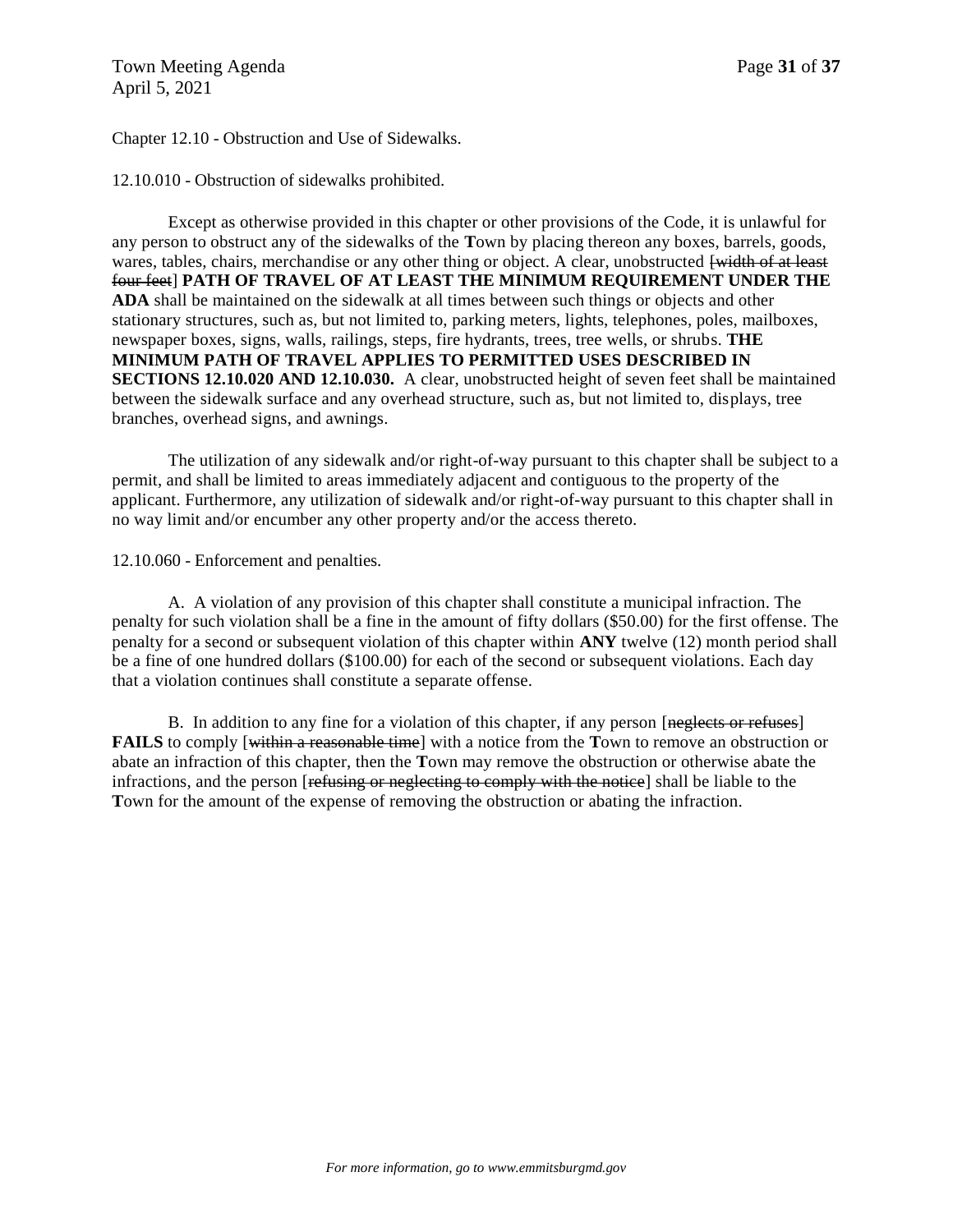Chapter 12.10 - Obstruction and Use of Sidewalks.

12.10.010 - Obstruction of sidewalks prohibited.

Except as otherwise provided in this chapter or other provisions of the Code, it is unlawful for any person to obstruct any of the sidewalks of the **T**own by placing thereon any boxes, barrels, goods, wares, tables, chairs, merchandise or any other thing or object. A clear, unobstructed [~~width of at least four feet~~] **PATH OF TRAVEL OF AT LEAST THE MINIMUM REQUIREMENT UNDER THE ADA** shall be maintained on the sidewalk at all times between such things or objects and other stationary structures, such as, but not limited to, parking meters, lights, telephones, poles, mailboxes, newspaper boxes, signs, walls, railings, steps, fire hydrants, trees, tree wells, or shrubs. **THE MINIMUM PATH OF TRAVEL APPLIES TO PERMITTED USES DESCRIBED IN SECTIONS 12.10.020 AND 12.10.030.** A clear, unobstructed height of seven feet shall be maintained between the sidewalk surface and any overhead structure, such as, but not limited to, displays, tree branches, overhead signs, and awnings.

The utilization of any sidewalk and/or right-of-way pursuant to this chapter shall be subject to a permit, and shall be limited to areas immediately adjacent and contiguous to the property of the applicant. Furthermore, any utilization of sidewalk and/or right-of-way pursuant to this chapter shall in no way limit and/or encumber any other property and/or the access thereto.

12.10.060 - Enforcement and penalties.

A. A violation of any provision of this chapter shall constitute a municipal infraction. The penalty for such violation shall be a fine in the amount of fifty dollars ($50.00) for the first offense. The penalty for a second or subsequent violation of this chapter within **ANY** twelve (12) month period shall be a fine of one hundred dollars ($100.00) for each of the second or subsequent violations. Each day that a violation continues shall constitute a separate offense.

B. In addition to any fine for a violation of this chapter, if any person [~~neglects or refuses~~] **FAILS** to comply [~~within a reasonable time~~] with a notice from the **T**own to remove an obstruction or abate an infraction of this chapter, then the **T**own may remove the obstruction or otherwise abate the infractions, and the person [~~refusing or neglecting to comply with the notice~~] shall be liable to the **T**own for the amount of the expense of removing the obstruction or abating the infraction.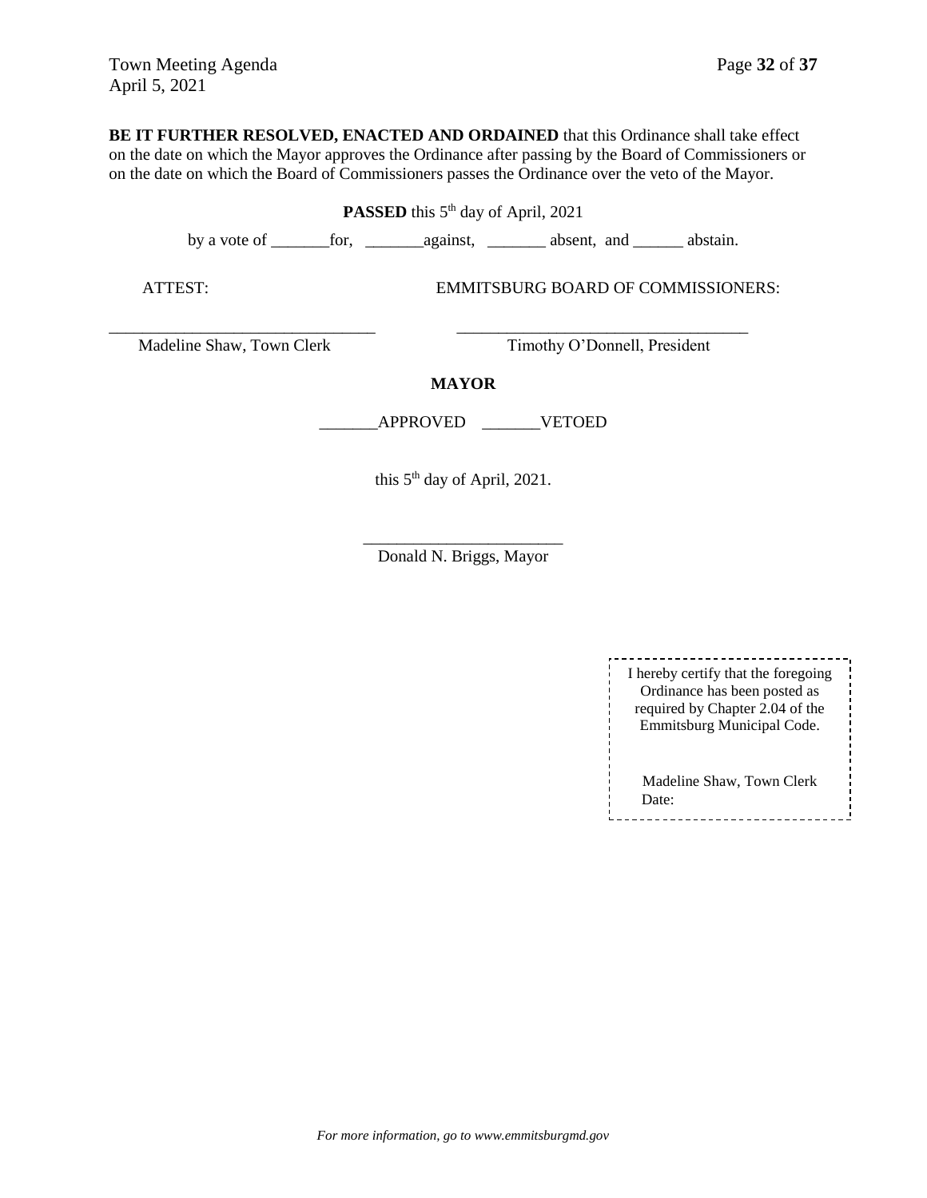**BE IT FURTHER RESOLVED, ENACTED AND ORDAINED** that this Ordinance shall take effect on the date on which the Mayor approves the Ordinance after passing by the Board of Commissioners or on the date on which the Board of Commissioners passes the Ordinance over the veto of the Mayor.

**PASSED** this 5th day of April, 2021

by a vote of _______for, _______against, _______ absent, and ______ abstain.

ATTEST: EMMITSBURG BOARD OF COMMISSIONERS:

_______________________________ ___________________________________

Madeline Shaw, Town Clerk Timothy O'Donnell, President

**MAYOR**

_______APPROVED _______VETOED

this 5th day of April, 2021.

________________________

Donald N. Briggs, Mayor

I hereby certify that the foregoing Ordinance has been posted as required by Chapter 2.04 of the Emmitsburg Municipal Code.

Madeline Shaw, Town Clerk

Date:

*For more information, go to www.emmitsburgmd.gov*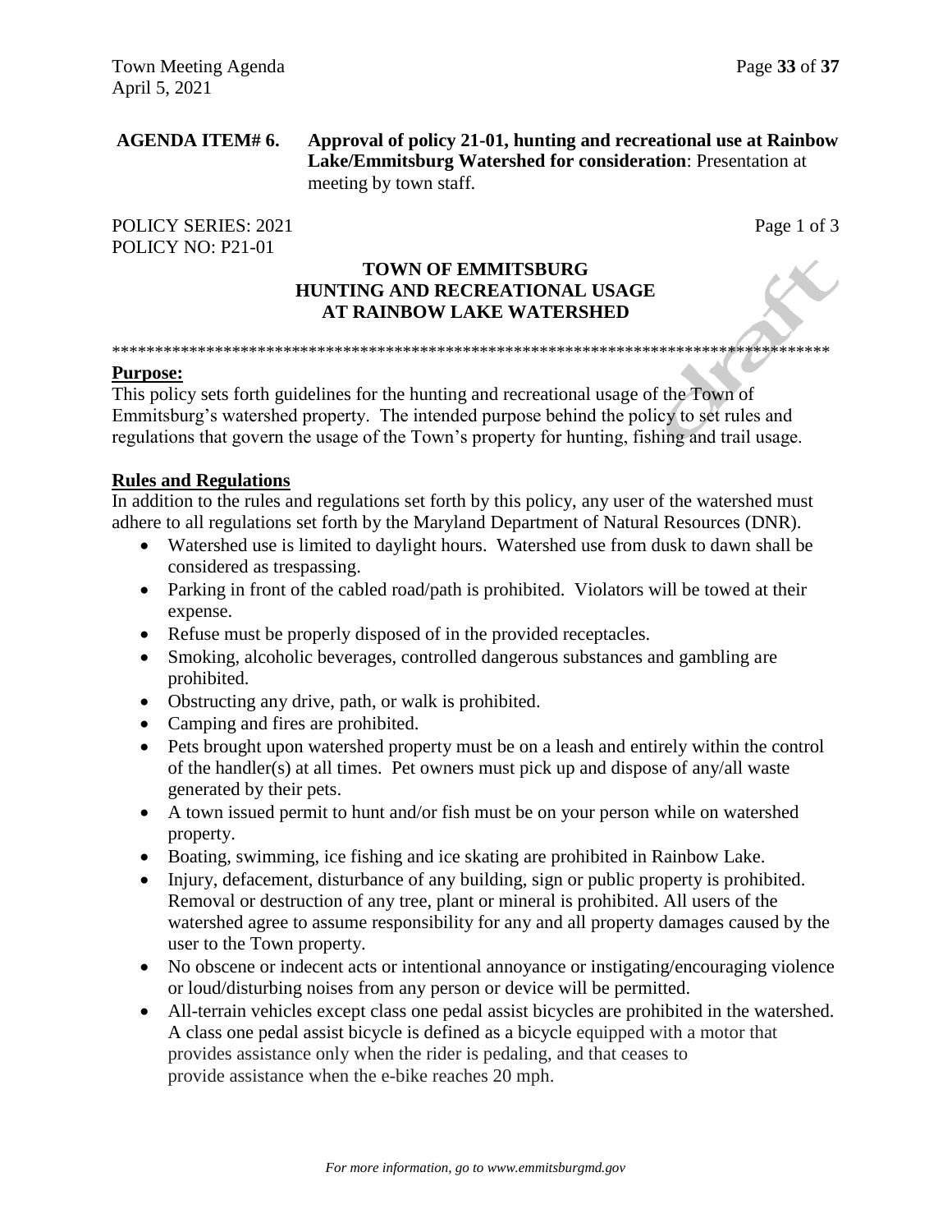**AGENDA ITEM# 6.** **Approval of policy 21-01, hunting and recreational use at Rainbow Lake/Emmitsburg Watershed for consideration**: Presentation at meeting by town staff.

POLICY SERIES: 2021
POLICY NO: P21-01

Page 1 of 3

# TOWN OF EMMITSBURG
# HUNTING AND RECREATIONAL USAGE AT RAINBOW LAKE WATERSHED

*************************************************************************************

## Purpose:

This policy sets forth guidelines for the hunting and recreational usage of the Town of Emmitsburg's watershed property. The intended purpose behind the policy to set rules and regulations that govern the usage of the Town's property for hunting, fishing and trail usage.

## Rules and Regulations

In addition to the rules and regulations set forth by this policy, any user of the watershed must adhere to all regulations set forth by the Maryland Department of Natural Resources (DNR).

- Watershed use is limited to daylight hours. Watershed use from dusk to dawn shall be considered as trespassing.
- Parking in front of the cabled road/path is prohibited. Violators will be towed at their expense.
- Refuse must be properly disposed of in the provided receptacles.
- Smoking, alcoholic beverages, controlled dangerous substances and gambling are prohibited.
- Obstructing any drive, path, or walk is prohibited.
- Camping and fires are prohibited.
- Pets brought upon watershed property must be on a leash and entirely within the control of the handler(s) at all times. Pet owners must pick up and dispose of any/all waste generated by their pets.
- A town issued permit to hunt and/or fish must be on your person while on watershed property.
- Boating, swimming, ice fishing and ice skating are prohibited in Rainbow Lake.
- Injury, defacement, disturbance of any building, sign or public property is prohibited. Removal or destruction of any tree, plant or mineral is prohibited. All users of the watershed agree to assume responsibility for any and all property damages caused by the user to the Town property.
- No obscene or indecent acts or intentional annoyance or instigating/encouraging violence or loud/disturbing noises from any person or device will be permitted.
- All-terrain vehicles except class one pedal assist bicycles are prohibited in the watershed. A class one pedal assist bicycle is defined as a bicycle equipped with a motor that provides assistance only when the rider is pedaling, and that ceases to provide assistance when the e-bike reaches 20 mph.

*For more information, go to www.emmitsburgmd.gov*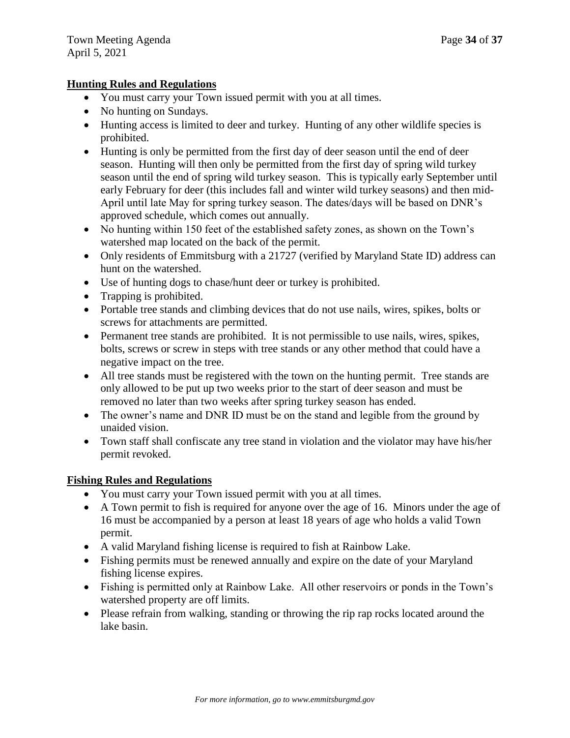## Hunting Rules and Regulations

- You must carry your Town issued permit with you at all times.
- No hunting on Sundays.
- Hunting access is limited to deer and turkey. Hunting of any other wildlife species is prohibited.
- Hunting is only be permitted from the first day of deer season until the end of deer season. Hunting will then only be permitted from the first day of spring wild turkey season until the end of spring wild turkey season. This is typically early September until early February for deer (this includes fall and winter wild turkey seasons) and then mid-April until late May for spring turkey season. The dates/days will be based on DNR's approved schedule, which comes out annually.
- No hunting within 150 feet of the established safety zones, as shown on the Town's watershed map located on the back of the permit.
- Only residents of Emmitsburg with a 21727 (verified by Maryland State ID) address can hunt on the watershed.
- Use of hunting dogs to chase/hunt deer or turkey is prohibited.
- Trapping is prohibited.
- Portable tree stands and climbing devices that do not use nails, wires, spikes, bolts or screws for attachments are permitted.
- Permanent tree stands are prohibited. It is not permissible to use nails, wires, spikes, bolts, screws or screw in steps with tree stands or any other method that could have a negative impact on the tree.
- All tree stands must be registered with the town on the hunting permit. Tree stands are only allowed to be put up two weeks prior to the start of deer season and must be removed no later than two weeks after spring turkey season has ended.
- The owner's name and DNR ID must be on the stand and legible from the ground by unaided vision.
- Town staff shall confiscate any tree stand in violation and the violator may have his/her permit revoked.

## Fishing Rules and Regulations

- You must carry your Town issued permit with you at all times.
- A Town permit to fish is required for anyone over the age of 16. Minors under the age of 16 must be accompanied by a person at least 18 years of age who holds a valid Town permit.
- A valid Maryland fishing license is required to fish at Rainbow Lake.
- Fishing permits must be renewed annually and expire on the date of your Maryland fishing license expires.
- Fishing is permitted only at Rainbow Lake. All other reservoirs or ponds in the Town's watershed property are off limits.
- Please refrain from walking, standing or throwing the rip rap rocks located around the lake basin.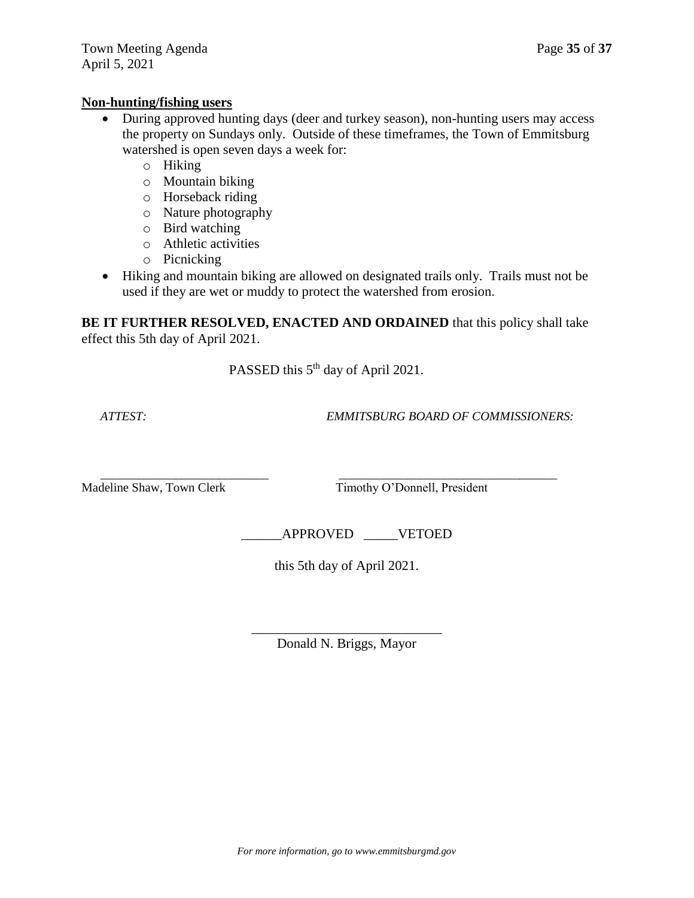**Non-hunting/fishing users**

- During approved hunting days (deer and turkey season), non-hunting users may access the property on Sundays only. Outside of these timeframes, the Town of Emmitsburg watershed is open seven days a week for:
  - Hiking
  - Mountain biking
  - Horseback riding
  - Nature photography
  - Bird watching
  - Athletic activities
  - Picnicking
- Hiking and mountain biking are allowed on designated trails only. Trails must not be used if they are wet or muddy to protect the watershed from erosion.

**BE IT FURTHER RESOLVED, ENACTED AND ORDAINED** that this policy shall take effect this 5th day of April 2021.

PASSED this 5th day of April 2021.

*ATTEST:* *EMMITSBURG BOARD OF COMMISSIONERS:*

___________________________ ___________________________________

Madeline Shaw, Town Clerk Timothy O'Donnell, President

______APPROVED _____VETOED

this 5th day of April 2021.

____________________________

Donald N. Briggs, Mayor

*For more information, go to www.emmitsburgmd.gov*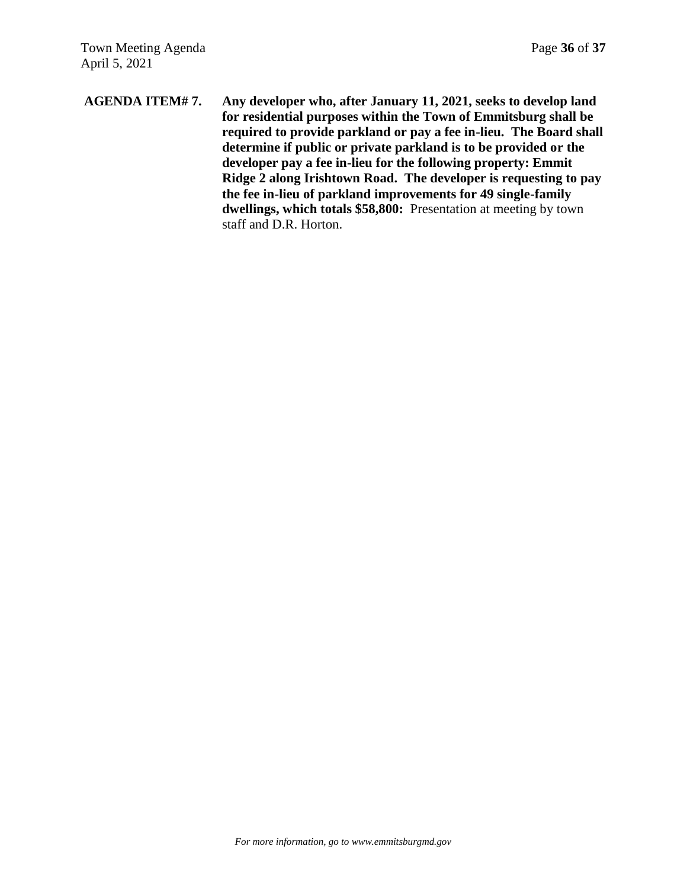**AGENDA ITEM# 7. Any developer who, after January 11, 2021, seeks to develop land for residential purposes within the Town of Emmitsburg shall be required to provide parkland or pay a fee in-lieu. The Board shall determine if public or private parkland is to be provided or the developer pay a fee in-lieu for the following property: Emmit Ridge 2 along Irishtown Road. The developer is requesting to pay the fee in-lieu of parkland improvements for 49 single-family dwellings, which totals $58,800:** Presentation at meeting by town staff and D.R. Horton.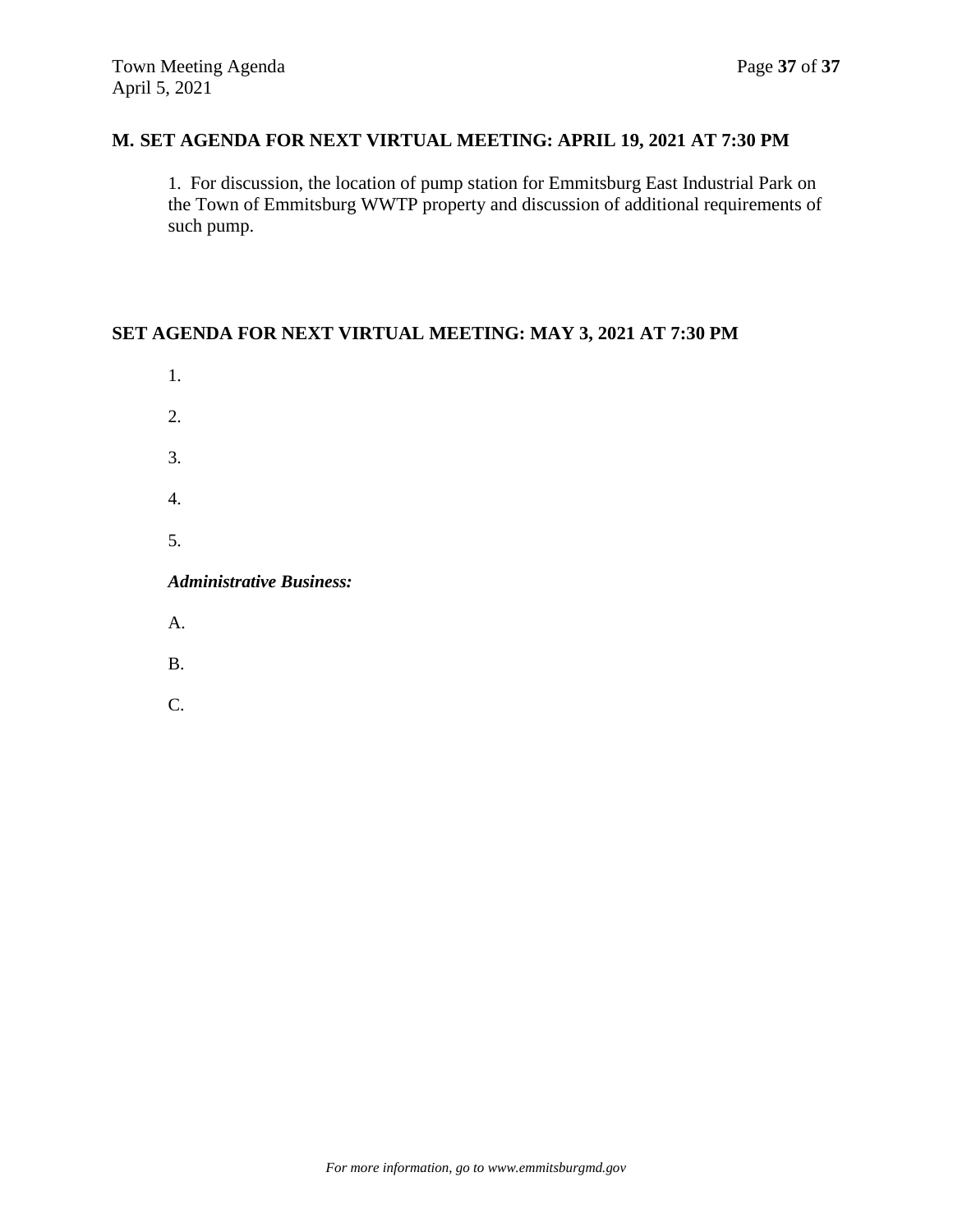## M. SET AGENDA FOR NEXT VIRTUAL MEETING: APRIL 19, 2021 AT 7:30 PM

1. For discussion, the location of pump station for Emmitsburg East Industrial Park on the Town of Emmitsburg WWTP property and discussion of additional requirements of such pump.

## SET AGENDA FOR NEXT VIRTUAL MEETING: MAY 3, 2021 AT 7:30 PM

1.

2.

3.

4.

5.

***Administrative Business:***

A.

B.

C.

*For more information, go to www.emmitsburgmd.gov*